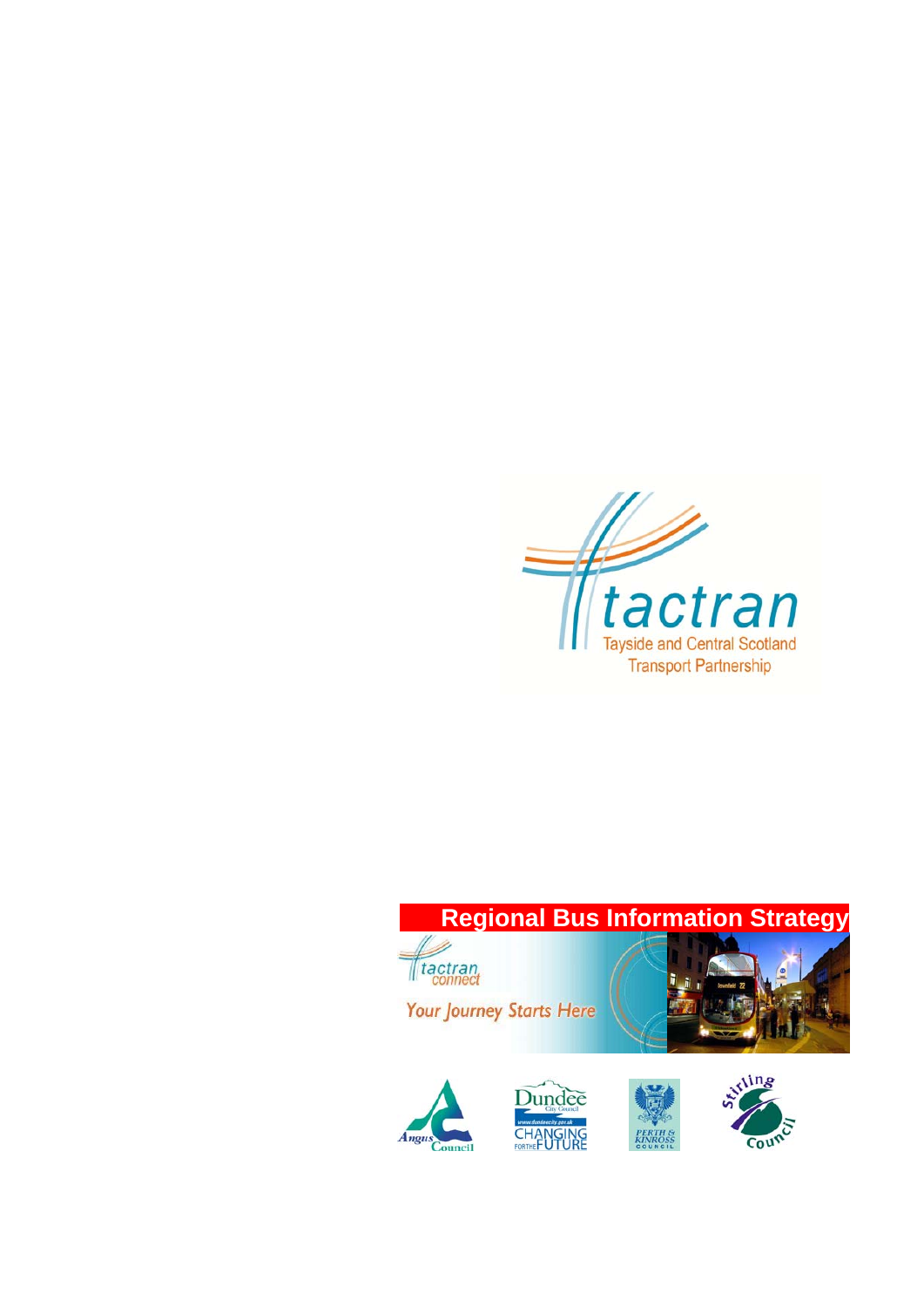tactran

Tayside and Central Scotland Transport Partnership

# Regional Bus Information Strategy

tactran connect

*Your Journey Starts Here*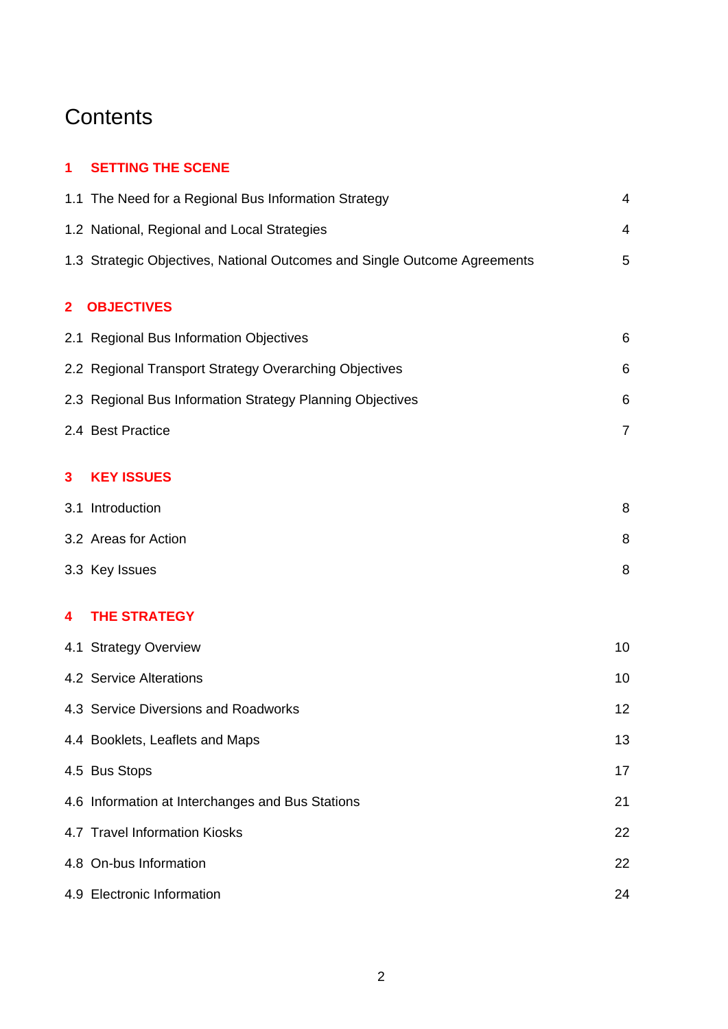# Contents

| | |
|---|---|
| **1 SETTING THE SCENE** | |
| 1.1 The Need for a Regional Bus Information Strategy | 4 |
| 1.2 National, Regional and Local Strategies | 4 |
| 1.3 Strategic Objectives, National Outcomes and Single Outcome Agreements | 5 |
| **2 OBJECTIVES** | |
| 2.1 Regional Bus Information Objectives | 6 |
| 2.2 Regional Transport Strategy Overarching Objectives | 6 |
| 2.3 Regional Bus Information Strategy Planning Objectives | 6 |
| 2.4 Best Practice | 7 |
| **3 KEY ISSUES** | |
| 3.1 Introduction | 8 |
| 3.2 Areas for Action | 8 |
| 3.3 Key Issues | 8 |
| **4 THE STRATEGY** | |
| 4.1 Strategy Overview | 10 |
| 4.2 Service Alterations | 10 |
| 4.3 Service Diversions and Roadworks | 12 |
| 4.4 Booklets, Leaflets and Maps | 13 |
| 4.5 Bus Stops | 17 |
| 4.6 Information at Interchanges and Bus Stations | 21 |
| 4.7 Travel Information Kiosks | 22 |
| 4.8 On-bus Information | 22 |
| 4.9 Electronic Information | 24 |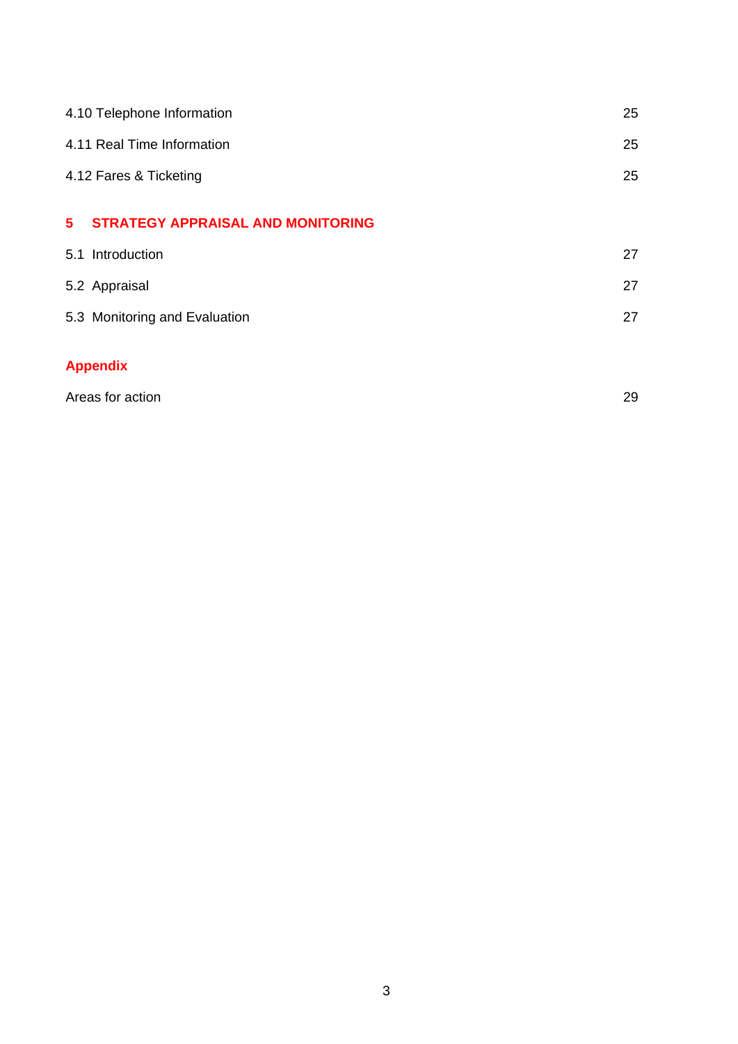| | |
|---|---|
| 4.10 Telephone Information | 25 |
| 4.11 Real Time Information | 25 |
| 4.12 Fares & Ticketing | 25 |

**5 STRATEGY APPRAISAL AND MONITORING**

| | |
|---|---|
| 5.1 Introduction | 27 |
| 5.2 Appraisal | 27 |
| 5.3 Monitoring and Evaluation | 27 |

**Appendix**

| | |
|---|---|
| Areas for action | 29 |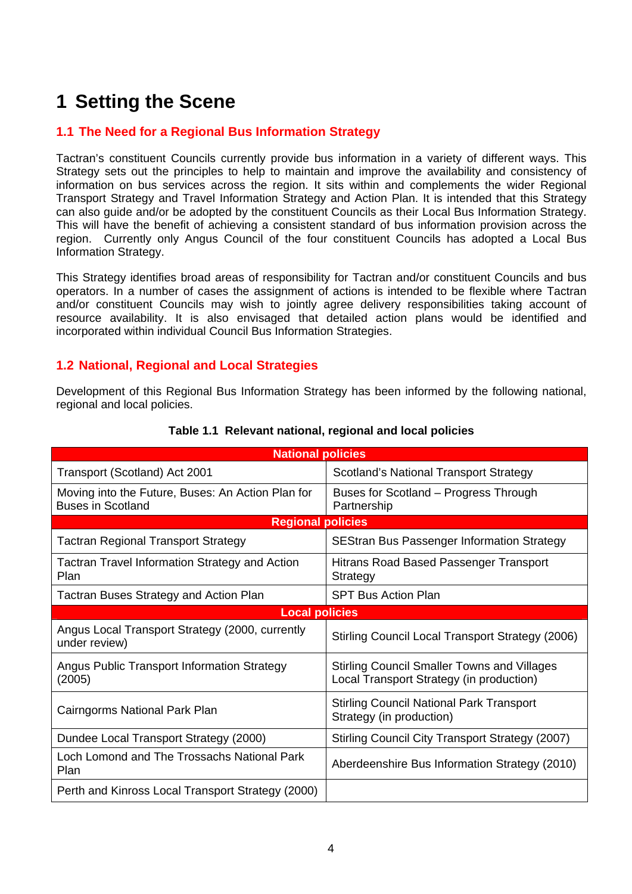# 1 Setting the Scene

## 1.1 The Need for a Regional Bus Information Strategy

Tactran's constituent Councils currently provide bus information in a variety of different ways. This Strategy sets out the principles to help to maintain and improve the availability and consistency of information on bus services across the region. It sits within and complements the wider Regional Transport Strategy and Travel Information Strategy and Action Plan. It is intended that this Strategy can also guide and/or be adopted by the constituent Councils as their Local Bus Information Strategy. This will have the benefit of achieving a consistent standard of bus information provision across the region. Currently only Angus Council of the four constituent Councils has adopted a Local Bus Information Strategy.

This Strategy identifies broad areas of responsibility for Tactran and/or constituent Councils and bus operators. In a number of cases the assignment of actions is intended to be flexible where Tactran and/or constituent Councils may wish to jointly agree delivery responsibilities taking account of resource availability. It is also envisaged that detailed action plans would be identified and incorporated within individual Council Bus Information Strategies.

## 1.2 National, Regional and Local Strategies

Development of this Regional Bus Information Strategy has been informed by the following national, regional and local policies.

**Table 1.1 Relevant national, regional and local policies**

| National policies | |
|---|---|
| Transport (Scotland) Act 2001 | Scotland's National Transport Strategy |
| Moving into the Future, Buses: An Action Plan for Buses in Scotland | Buses for Scotland – Progress Through Partnership |
| **Regional policies** | |
| Tactran Regional Transport Strategy | SEStran Bus Passenger Information Strategy |
| Tactran Travel Information Strategy and Action Plan | Hitrans Road Based Passenger Transport Strategy |
| Tactran Buses Strategy and Action Plan | SPT Bus Action Plan |
| **Local policies** | |
| Angus Local Transport Strategy (2000, currently under review) | Stirling Council Local Transport Strategy (2006) |
| Angus Public Transport Information Strategy (2005) | Stirling Council Smaller Towns and Villages Local Transport Strategy (in production) |
| Cairngorms National Park Plan | Stirling Council National Park Transport Strategy (in production) |
| Dundee Local Transport Strategy (2000) | Stirling Council City Transport Strategy (2007) |
| Loch Lomond and The Trossachs National Park Plan | Aberdeenshire Bus Information Strategy (2010) |
| Perth and Kinross Local Transport Strategy (2000) | |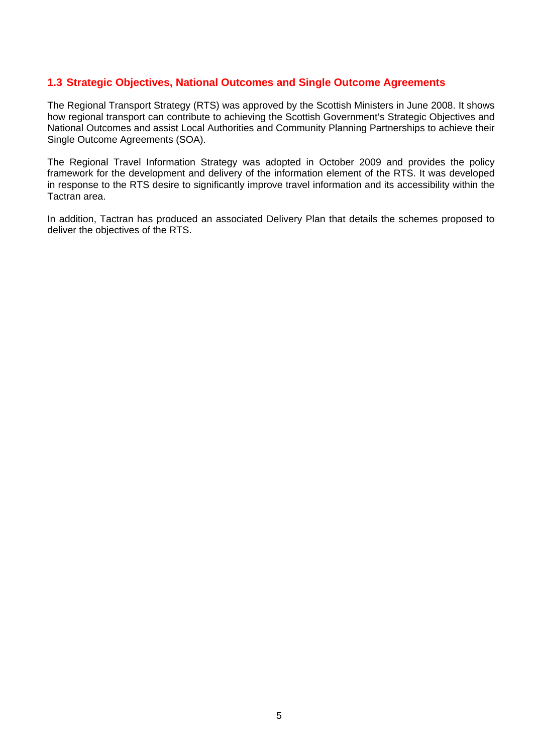## 1.3 Strategic Objectives, National Outcomes and Single Outcome Agreements

The Regional Transport Strategy (RTS) was approved by the Scottish Ministers in June 2008. It shows how regional transport can contribute to achieving the Scottish Government's Strategic Objectives and National Outcomes and assist Local Authorities and Community Planning Partnerships to achieve their Single Outcome Agreements (SOA).

The Regional Travel Information Strategy was adopted in October 2009 and provides the policy framework for the development and delivery of the information element of the RTS. It was developed in response to the RTS desire to significantly improve travel information and its accessibility within the Tactran area.

In addition, Tactran has produced an associated Delivery Plan that details the schemes proposed to deliver the objectives of the RTS.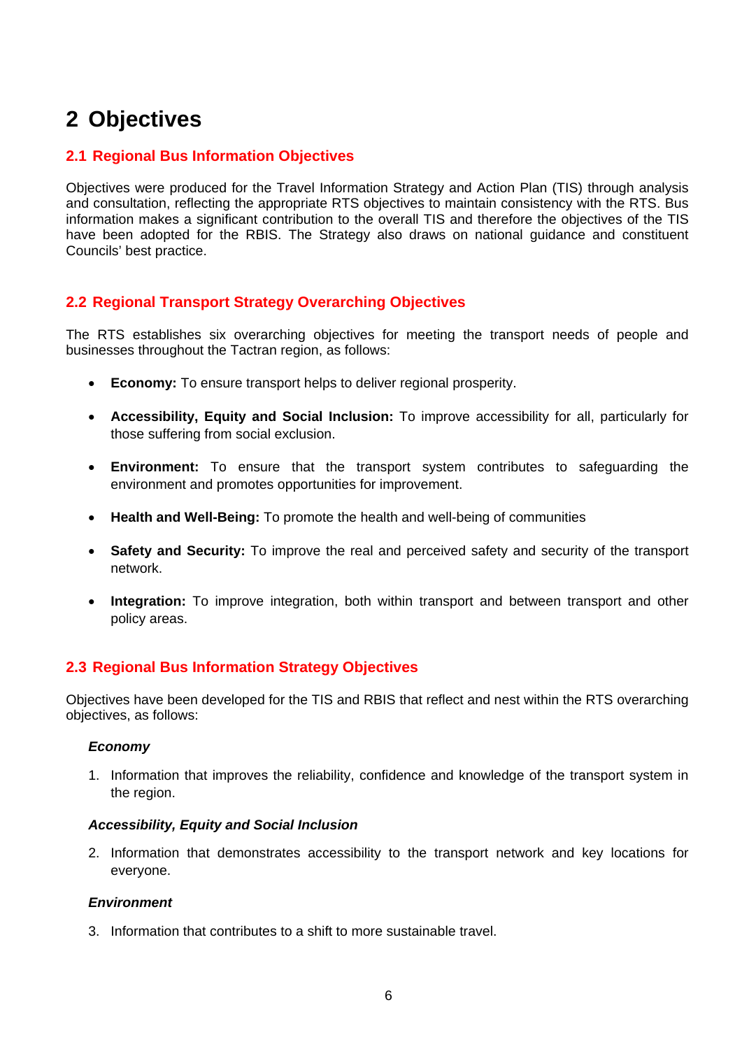# 2 Objectives

## 2.1 Regional Bus Information Objectives

Objectives were produced for the Travel Information Strategy and Action Plan (TIS) through analysis and consultation, reflecting the appropriate RTS objectives to maintain consistency with the RTS. Bus information makes a significant contribution to the overall TIS and therefore the objectives of the TIS have been adopted for the RBIS. The Strategy also draws on national guidance and constituent Councils' best practice.

## 2.2 Regional Transport Strategy Overarching Objectives

The RTS establishes six overarching objectives for meeting the transport needs of people and businesses throughout the Tactran region, as follows:

- **Economy:** To ensure transport helps to deliver regional prosperity.
- **Accessibility, Equity and Social Inclusion:** To improve accessibility for all, particularly for those suffering from social exclusion.
- **Environment:** To ensure that the transport system contributes to safeguarding the environment and promotes opportunities for improvement.
- **Health and Well-Being:** To promote the health and well-being of communities
- **Safety and Security:** To improve the real and perceived safety and security of the transport network.
- **Integration:** To improve integration, both within transport and between transport and other policy areas.

## 2.3 Regional Bus Information Strategy Objectives

Objectives have been developed for the TIS and RBIS that reflect and nest within the RTS overarching objectives, as follows:

***Economy***

1. Information that improves the reliability, confidence and knowledge of the transport system in the region.

***Accessibility, Equity and Social Inclusion***

2. Information that demonstrates accessibility to the transport network and key locations for everyone.

***Environment***

3. Information that contributes to a shift to more sustainable travel.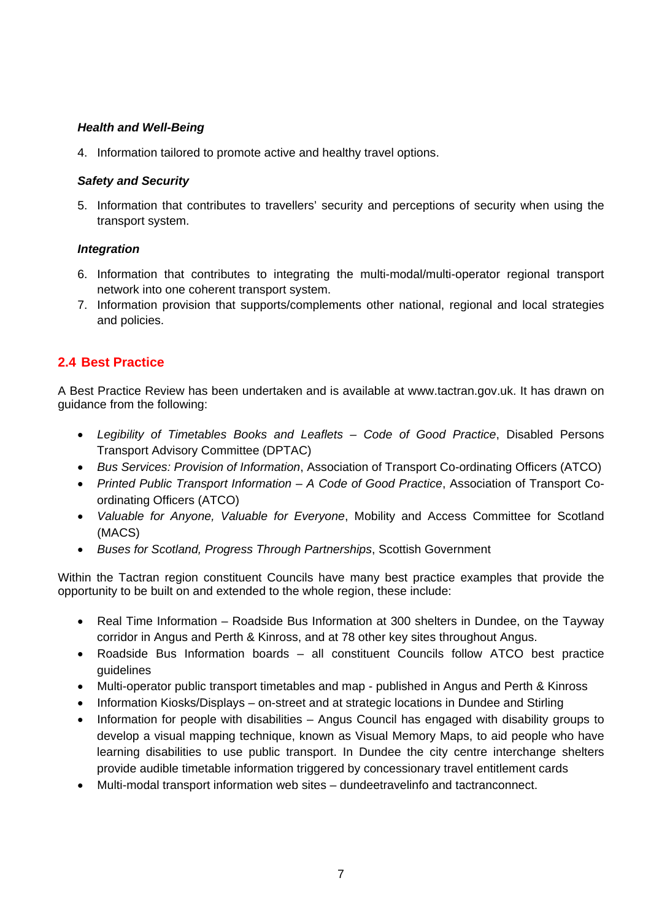***Health and Well-Being***

4. Information tailored to promote active and healthy travel options.

***Safety and Security***

5. Information that contributes to travellers' security and perceptions of security when using the transport system.

***Integration***

6. Information that contributes to integrating the multi-modal/multi-operator regional transport network into one coherent transport system.
7. Information provision that supports/complements other national, regional and local strategies and policies.

## 2.4 Best Practice

A Best Practice Review has been undertaken and is available at www.tactran.gov.uk. It has drawn on guidance from the following:

- *Legibility of Timetables Books and Leaflets – Code of Good Practice*, Disabled Persons Transport Advisory Committee (DPTAC)
- *Bus Services: Provision of Information*, Association of Transport Co-ordinating Officers (ATCO)
- *Printed Public Transport Information – A Code of Good Practice*, Association of Transport Co-ordinating Officers (ATCO)
- *Valuable for Anyone, Valuable for Everyone*, Mobility and Access Committee for Scotland (MACS)
- *Buses for Scotland, Progress Through Partnerships*, Scottish Government

Within the Tactran region constituent Councils have many best practice examples that provide the opportunity to be built on and extended to the whole region, these include:

- Real Time Information – Roadside Bus Information at 300 shelters in Dundee, on the Tayway corridor in Angus and Perth & Kinross, and at 78 other key sites throughout Angus.
- Roadside Bus Information boards – all constituent Councils follow ATCO best practice guidelines
- Multi-operator public transport timetables and map - published in Angus and Perth & Kinross
- Information Kiosks/Displays – on-street and at strategic locations in Dundee and Stirling
- Information for people with disabilities – Angus Council has engaged with disability groups to develop a visual mapping technique, known as Visual Memory Maps, to aid people who have learning disabilities to use public transport. In Dundee the city centre interchange shelters provide audible timetable information triggered by concessionary travel entitlement cards
- Multi-modal transport information web sites – dundeetravelinfo and tactranconnect.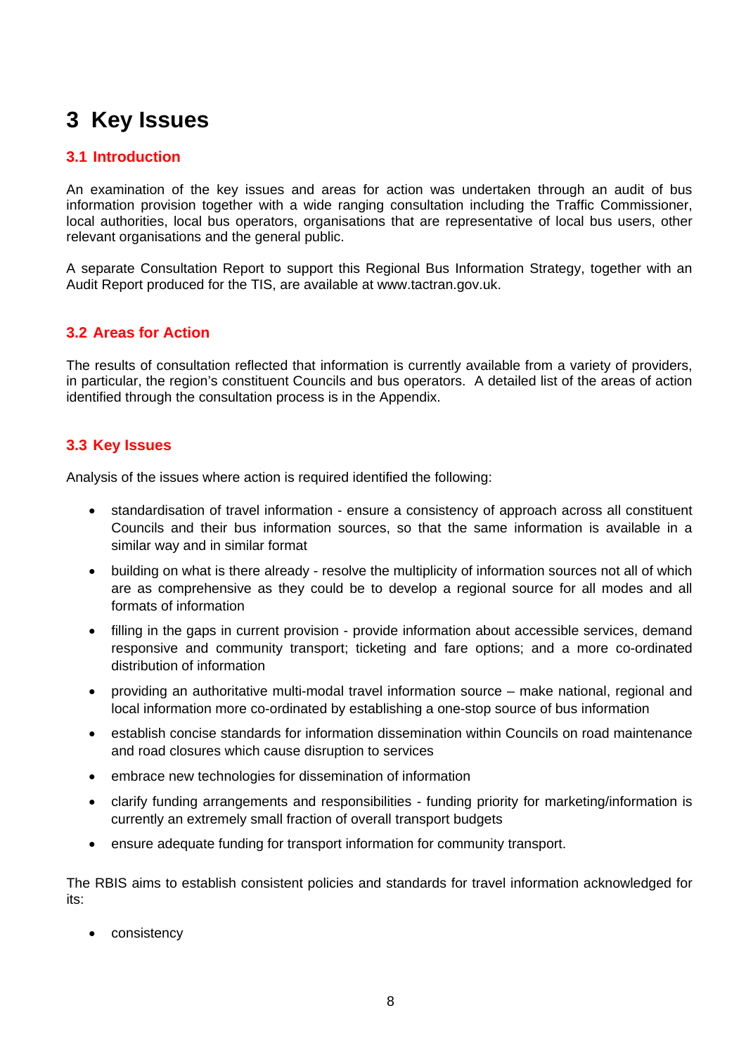# 3 Key Issues

## 3.1 Introduction

An examination of the key issues and areas for action was undertaken through an audit of bus information provision together with a wide ranging consultation including the Traffic Commissioner, local authorities, local bus operators, organisations that are representative of local bus users, other relevant organisations and the general public.

A separate Consultation Report to support this Regional Bus Information Strategy, together with an Audit Report produced for the TIS, are available at www.tactran.gov.uk.

## 3.2 Areas for Action

The results of consultation reflected that information is currently available from a variety of providers, in particular, the region's constituent Councils and bus operators. A detailed list of the areas of action identified through the consultation process is in the Appendix.

## 3.3 Key Issues

Analysis of the issues where action is required identified the following:

- standardisation of travel information - ensure a consistency of approach across all constituent Councils and their bus information sources, so that the same information is available in a similar way and in similar format
- building on what is there already - resolve the multiplicity of information sources not all of which are as comprehensive as they could be to develop a regional source for all modes and all formats of information
- filling in the gaps in current provision - provide information about accessible services, demand responsive and community transport; ticketing and fare options; and a more co-ordinated distribution of information
- providing an authoritative multi-modal travel information source – make national, regional and local information more co-ordinated by establishing a one-stop source of bus information
- establish concise standards for information dissemination within Councils on road maintenance and road closures which cause disruption to services
- embrace new technologies for dissemination of information
- clarify funding arrangements and responsibilities - funding priority for marketing/information is currently an extremely small fraction of overall transport budgets
- ensure adequate funding for transport information for community transport.

The RBIS aims to establish consistent policies and standards for travel information acknowledged for its:

- consistency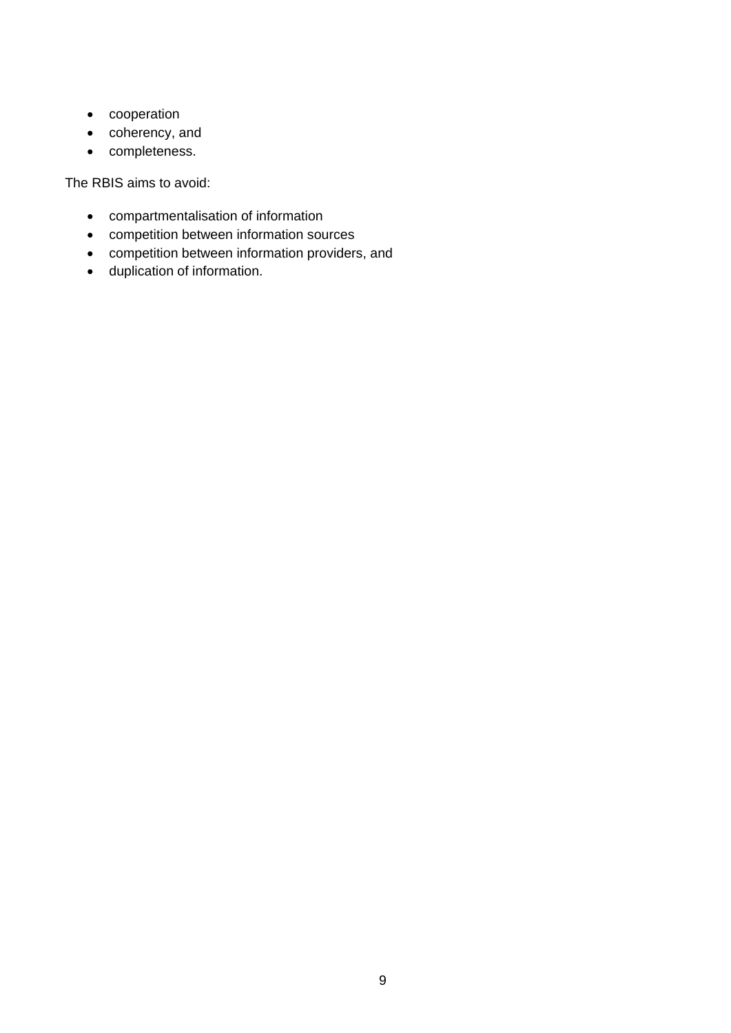- cooperation
- coherency, and
- completeness.

The RBIS aims to avoid:

- compartmentalisation of information
- competition between information sources
- competition between information providers, and
- duplication of information.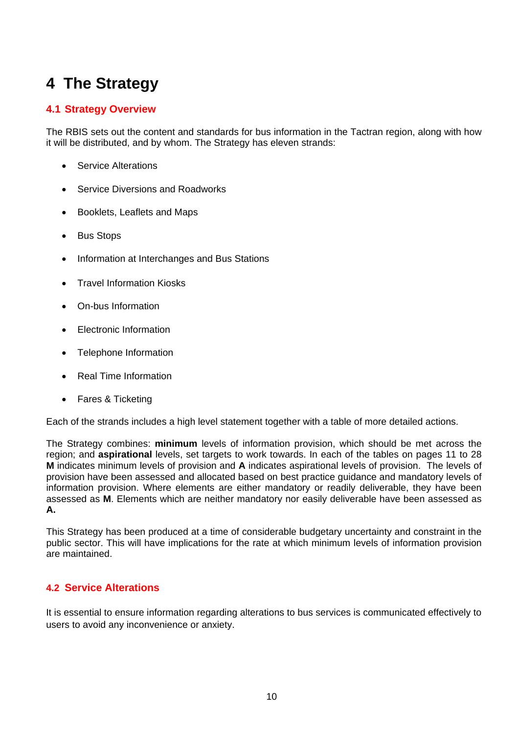# 4 The Strategy

## 4.1 Strategy Overview

The RBIS sets out the content and standards for bus information in the Tactran region, along with how it will be distributed, and by whom. The Strategy has eleven strands:

- Service Alterations
- Service Diversions and Roadworks
- Booklets, Leaflets and Maps
- Bus Stops
- Information at Interchanges and Bus Stations
- Travel Information Kiosks
- On-bus Information
- Electronic Information
- Telephone Information
- Real Time Information
- Fares & Ticketing

Each of the strands includes a high level statement together with a table of more detailed actions.

The Strategy combines: **minimum** levels of information provision, which should be met across the region; and **aspirational** levels, set targets to work towards. In each of the tables on pages 11 to 28 **M** indicates minimum levels of provision and **A** indicates aspirational levels of provision. The levels of provision have been assessed and allocated based on best practice guidance and mandatory levels of information provision. Where elements are either mandatory or readily deliverable, they have been assessed as **M**. Elements which are neither mandatory nor easily deliverable have been assessed as **A.**

This Strategy has been produced at a time of considerable budgetary uncertainty and constraint in the public sector. This will have implications for the rate at which minimum levels of information provision are maintained.

## 4.2 Service Alterations

It is essential to ensure information regarding alterations to bus services is communicated effectively to users to avoid any inconvenience or anxiety.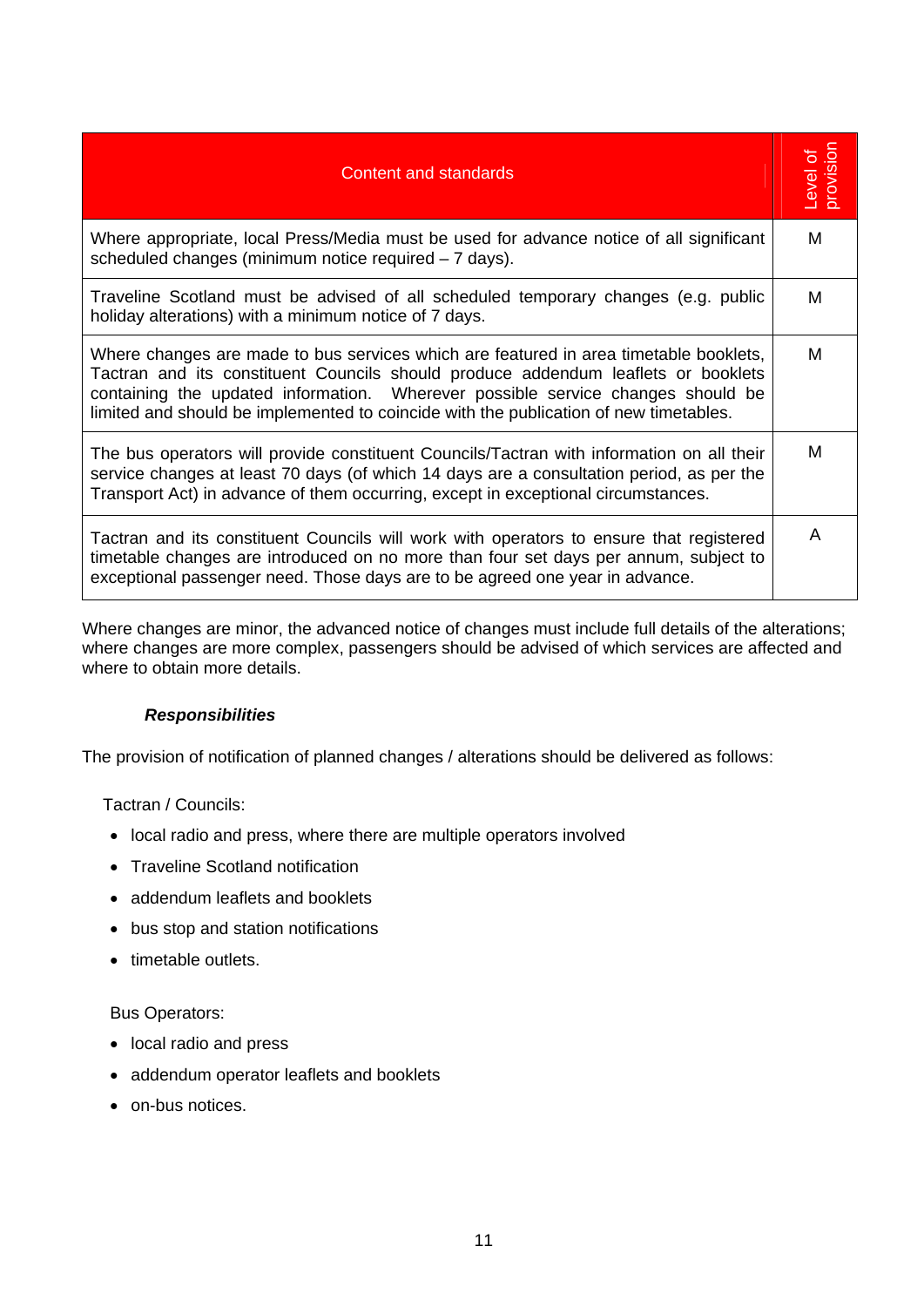| Content and standards | Level of provision |
|---|---|
| Where appropriate, local Press/Media must be used for advance notice of all significant scheduled changes (minimum notice required – 7 days). | M |
| Traveline Scotland must be advised of all scheduled temporary changes (e.g. public holiday alterations) with a minimum notice of 7 days. | M |
| Where changes are made to bus services which are featured in area timetable booklets, Tactran and its constituent Councils should produce addendum leaflets or booklets containing the updated information. Wherever possible service changes should be limited and should be implemented to coincide with the publication of new timetables. | M |
| The bus operators will provide constituent Councils/Tactran with information on all their service changes at least 70 days (of which 14 days are a consultation period, as per the Transport Act) in advance of them occurring, except in exceptional circumstances. | M |
| Tactran and its constituent Councils will work with operators to ensure that registered timetable changes are introduced on no more than four set days per annum, subject to exceptional passenger need. Those days are to be agreed one year in advance. | A |

Where changes are minor, the advanced notice of changes must include full details of the alterations; where changes are more complex, passengers should be advised of which services are affected and where to obtain more details.

***Responsibilities***

The provision of notification of planned changes / alterations should be delivered as follows:

Tactran / Councils:

- local radio and press, where there are multiple operators involved
- Traveline Scotland notification
- addendum leaflets and booklets
- bus stop and station notifications
- timetable outlets.

Bus Operators:

- local radio and press
- addendum operator leaflets and booklets
- on-bus notices.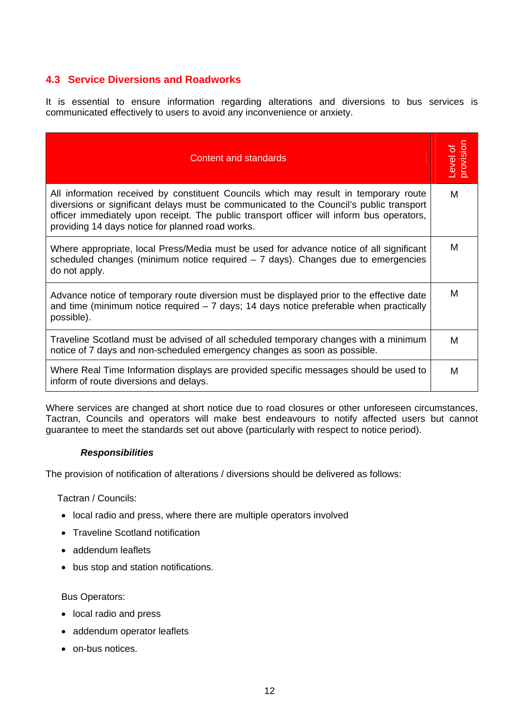## 4.3 Service Diversions and Roadworks

It is essential to ensure information regarding alterations and diversions to bus services is communicated effectively to users to avoid any inconvenience or anxiety.

| Content and standards | Level of provision |
|---|---|
| All information received by constituent Councils which may result in temporary route diversions or significant delays must be communicated to the Council's public transport officer immediately upon receipt. The public transport officer will inform bus operators, providing 14 days notice for planned road works. | M |
| Where appropriate, local Press/Media must be used for advance notice of all significant scheduled changes (minimum notice required – 7 days). Changes due to emergencies do not apply. | M |
| Advance notice of temporary route diversion must be displayed prior to the effective date and time (minimum notice required – 7 days; 14 days notice preferable when practically possible). | M |
| Traveline Scotland must be advised of all scheduled temporary changes with a minimum notice of 7 days and non-scheduled emergency changes as soon as possible. | M |
| Where Real Time Information displays are provided specific messages should be used to inform of route diversions and delays. | M |

Where services are changed at short notice due to road closures or other unforeseen circumstances, Tactran, Councils and operators will make best endeavours to notify affected users but cannot guarantee to meet the standards set out above (particularly with respect to notice period).

***Responsibilities***

The provision of notification of alterations / diversions should be delivered as follows:

Tactran / Councils:

- local radio and press, where there are multiple operators involved
- Traveline Scotland notification
- addendum leaflets
- bus stop and station notifications.

Bus Operators:

- local radio and press
- addendum operator leaflets
- on-bus notices.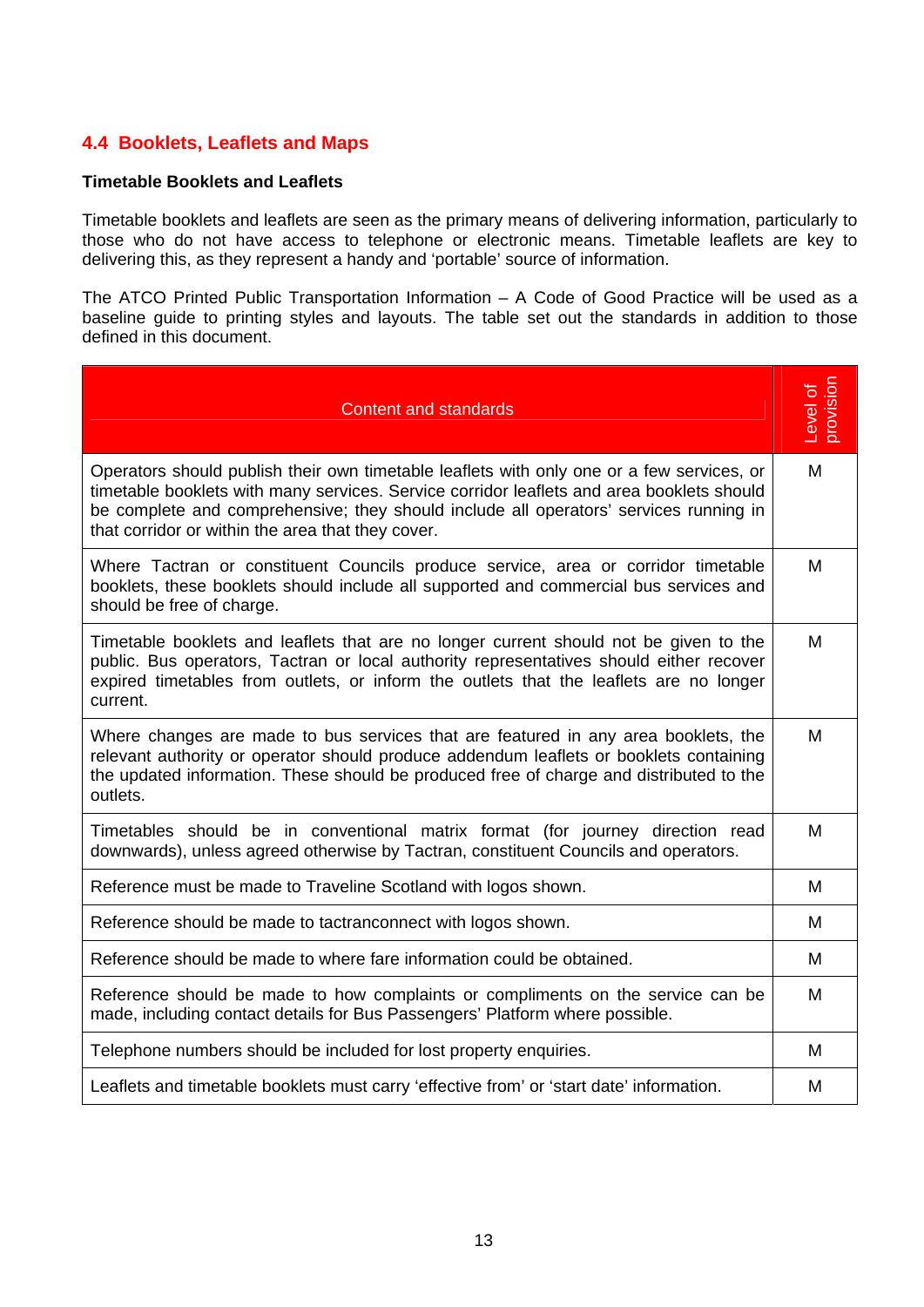## 4.4 Booklets, Leaflets and Maps

**Timetable Booklets and Leaflets**

Timetable booklets and leaflets are seen as the primary means of delivering information, particularly to those who do not have access to telephone or electronic means. Timetable leaflets are key to delivering this, as they represent a handy and 'portable' source of information.

The ATCO Printed Public Transportation Information – A Code of Good Practice will be used as a baseline guide to printing styles and layouts. The table set out the standards in addition to those defined in this document.

| Content and standards | Level of provision |
|---|---|
| Operators should publish their own timetable leaflets with only one or a few services, or timetable booklets with many services. Service corridor leaflets and area booklets should be complete and comprehensive; they should include all operators' services running in that corridor or within the area that they cover. | M |
| Where Tactran or constituent Councils produce service, area or corridor timetable booklets, these booklets should include all supported and commercial bus services and should be free of charge. | M |
| Timetable booklets and leaflets that are no longer current should not be given to the public. Bus operators, Tactran or local authority representatives should either recover expired timetables from outlets, or inform the outlets that the leaflets are no longer current. | M |
| Where changes are made to bus services that are featured in any area booklets, the relevant authority or operator should produce addendum leaflets or booklets containing the updated information. These should be produced free of charge and distributed to the outlets. | M |
| Timetables should be in conventional matrix format (for journey direction read downwards), unless agreed otherwise by Tactran, constituent Councils and operators. | M |
| Reference must be made to Traveline Scotland with logos shown. | M |
| Reference should be made to tactranconnect with logos shown. | M |
| Reference should be made to where fare information could be obtained. | M |
| Reference should be made to how complaints or compliments on the service can be made, including contact details for Bus Passengers' Platform where possible. | M |
| Telephone numbers should be included for lost property enquiries. | M |
| Leaflets and timetable booklets must carry 'effective from' or 'start date' information. | M |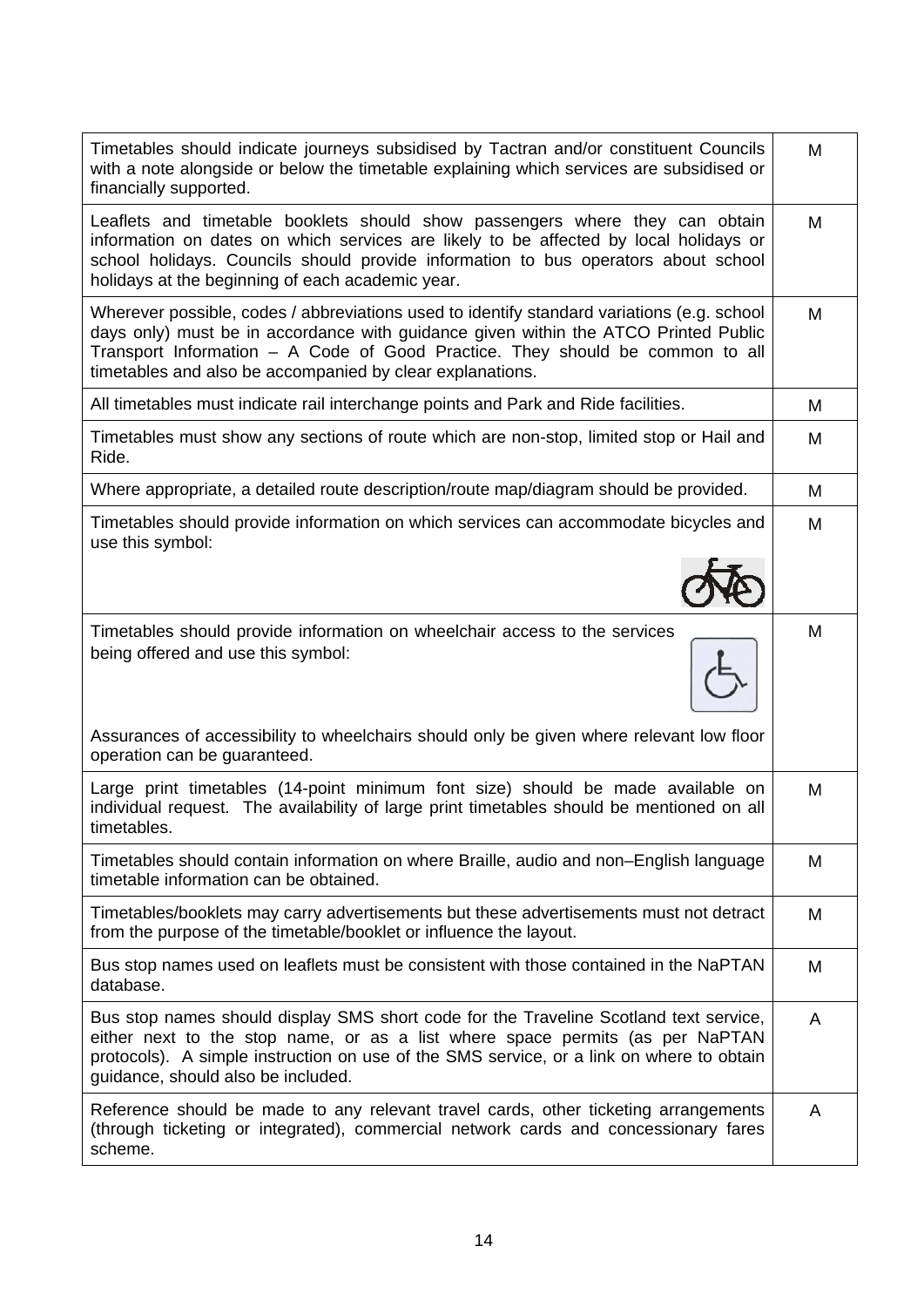| | |
|---|---|
| Timetables should indicate journeys subsidised by Tactran and/or constituent Councils with a note alongside or below the timetable explaining which services are subsidised or financially supported. | M |
| Leaflets and timetable booklets should show passengers where they can obtain information on dates on which services are likely to be affected by local holidays or school holidays. Councils should provide information to bus operators about school holidays at the beginning of each academic year. | M |
| Wherever possible, codes / abbreviations used to identify standard variations (e.g. school days only) must be in accordance with guidance given within the ATCO Printed Public Transport Information – A Code of Good Practice. They should be common to all timetables and also be accompanied by clear explanations. | M |
| All timetables must indicate rail interchange points and Park and Ride facilities. | M |
| Timetables must show any sections of route which are non-stop, limited stop or Hail and Ride. | M |
| Where appropriate, a detailed route description/route map/diagram should be provided. | M |
| Timetables should provide information on which services can accommodate bicycles and use this symbol: | M |
| Timetables should provide information on wheelchair access to the services being offered and use this symbol: <br><br> Assurances of accessibility to wheelchairs should only be given where relevant low floor operation can be guaranteed. | M |
| Large print timetables (14-point minimum font size) should be made available on individual request. The availability of large print timetables should be mentioned on all timetables. | M |
| Timetables should contain information on where Braille, audio and non–English language timetable information can be obtained. | M |
| Timetables/booklets may carry advertisements but these advertisements must not detract from the purpose of the timetable/booklet or influence the layout. | M |
| Bus stop names used on leaflets must be consistent with those contained in the NaPTAN database. | M |
| Bus stop names should display SMS short code for the Traveline Scotland text service, either next to the stop name, or as a list where space permits (as per NaPTAN protocols). A simple instruction on use of the SMS service, or a link on where to obtain guidance, should also be included. | A |
| Reference should be made to any relevant travel cards, other ticketing arrangements (through ticketing or integrated), commercial network cards and concessionary fares scheme. | A |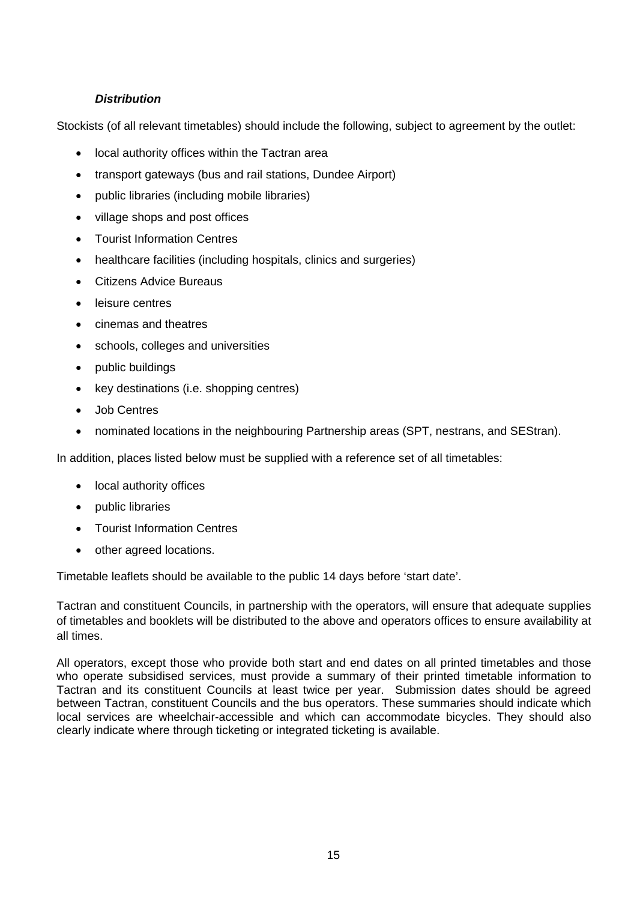***Distribution***

Stockists (of all relevant timetables) should include the following, subject to agreement by the outlet:

- local authority offices within the Tactran area
- transport gateways (bus and rail stations, Dundee Airport)
- public libraries (including mobile libraries)
- village shops and post offices
- Tourist Information Centres
- healthcare facilities (including hospitals, clinics and surgeries)
- Citizens Advice Bureaus
- leisure centres
- cinemas and theatres
- schools, colleges and universities
- public buildings
- key destinations (i.e. shopping centres)
- Job Centres
- nominated locations in the neighbouring Partnership areas (SPT, nestrans, and SEStran).

In addition, places listed below must be supplied with a reference set of all timetables:

- local authority offices
- public libraries
- Tourist Information Centres
- other agreed locations.

Timetable leaflets should be available to the public 14 days before 'start date'.

Tactran and constituent Councils, in partnership with the operators, will ensure that adequate supplies of timetables and booklets will be distributed to the above and operators offices to ensure availability at all times.

All operators, except those who provide both start and end dates on all printed timetables and those who operate subsidised services, must provide a summary of their printed timetable information to Tactran and its constituent Councils at least twice per year. Submission dates should be agreed between Tactran, constituent Councils and the bus operators. These summaries should indicate which local services are wheelchair-accessible and which can accommodate bicycles. They should also clearly indicate where through ticketing or integrated ticketing is available.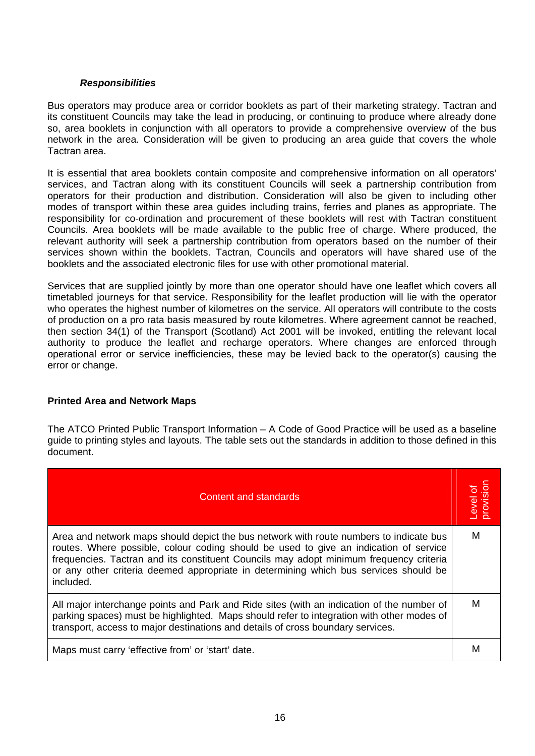***Responsibilities***

Bus operators may produce area or corridor booklets as part of their marketing strategy. Tactran and its constituent Councils may take the lead in producing, or continuing to produce where already done so, area booklets in conjunction with all operators to provide a comprehensive overview of the bus network in the area. Consideration will be given to producing an area guide that covers the whole Tactran area.

It is essential that area booklets contain composite and comprehensive information on all operators' services, and Tactran along with its constituent Councils will seek a partnership contribution from operators for their production and distribution. Consideration will also be given to including other modes of transport within these area guides including trains, ferries and planes as appropriate. The responsibility for co-ordination and procurement of these booklets will rest with Tactran constituent Councils. Area booklets will be made available to the public free of charge. Where produced, the relevant authority will seek a partnership contribution from operators based on the number of their services shown within the booklets. Tactran, Councils and operators will have shared use of the booklets and the associated electronic files for use with other promotional material.

Services that are supplied jointly by more than one operator should have one leaflet which covers all timetabled journeys for that service. Responsibility for the leaflet production will lie with the operator who operates the highest number of kilometres on the service. All operators will contribute to the costs of production on a pro rata basis measured by route kilometres. Where agreement cannot be reached, then section 34(1) of the Transport (Scotland) Act 2001 will be invoked, entitling the relevant local authority to produce the leaflet and recharge operators. Where changes are enforced through operational error or service inefficiencies, these may be levied back to the operator(s) causing the error or change.

**Printed Area and Network Maps**

The ATCO Printed Public Transport Information – A Code of Good Practice will be used as a baseline guide to printing styles and layouts. The table sets out the standards in addition to those defined in this document.

| Content and standards | Level of provision |
|---|---|
| Area and network maps should depict the bus network with route numbers to indicate bus routes. Where possible, colour coding should be used to give an indication of service frequencies. Tactran and its constituent Councils may adopt minimum frequency criteria or any other criteria deemed appropriate in determining which bus services should be included. | M |
| All major interchange points and Park and Ride sites (with an indication of the number of parking spaces) must be highlighted. Maps should refer to integration with other modes of transport, access to major destinations and details of cross boundary services. | M |
| Maps must carry 'effective from' or 'start' date. | M |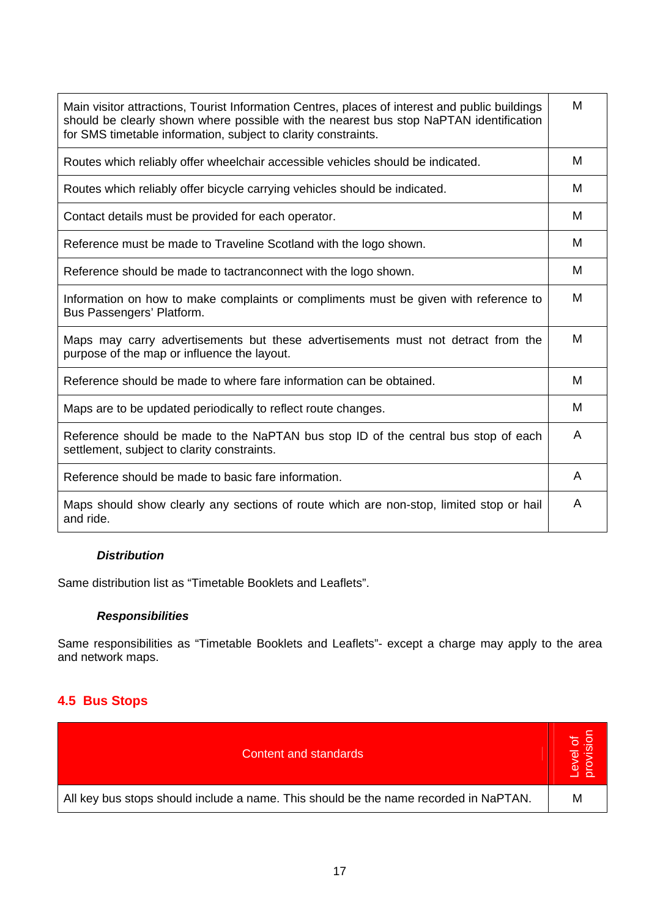| | |
|---|---|
| Main visitor attractions, Tourist Information Centres, places of interest and public buildings should be clearly shown where possible with the nearest bus stop NaPTAN identification for SMS timetable information, subject to clarity constraints. | M |
| Routes which reliably offer wheelchair accessible vehicles should be indicated. | M |
| Routes which reliably offer bicycle carrying vehicles should be indicated. | M |
| Contact details must be provided for each operator. | M |
| Reference must be made to Traveline Scotland with the logo shown. | M |
| Reference should be made to tactranconnect with the logo shown. | M |
| Information on how to make complaints or compliments must be given with reference to Bus Passengers' Platform. | M |
| Maps may carry advertisements but these advertisements must not detract from the purpose of the map or influence the layout. | M |
| Reference should be made to where fare information can be obtained. | M |
| Maps are to be updated periodically to reflect route changes. | M |
| Reference should be made to the NaPTAN bus stop ID of the central bus stop of each settlement, subject to clarity constraints. | A |
| Reference should be made to basic fare information. | A |
| Maps should show clearly any sections of route which are non-stop, limited stop or hail and ride. | A |

***Distribution***

Same distribution list as "Timetable Booklets and Leaflets".

***Responsibilities***

Same responsibilities as "Timetable Booklets and Leaflets"- except a charge may apply to the area and network maps.

## 4.5 Bus Stops

| Content and standards | Level of provision |
|---|---|
| All key bus stops should include a name. This should be the name recorded in NaPTAN. | M |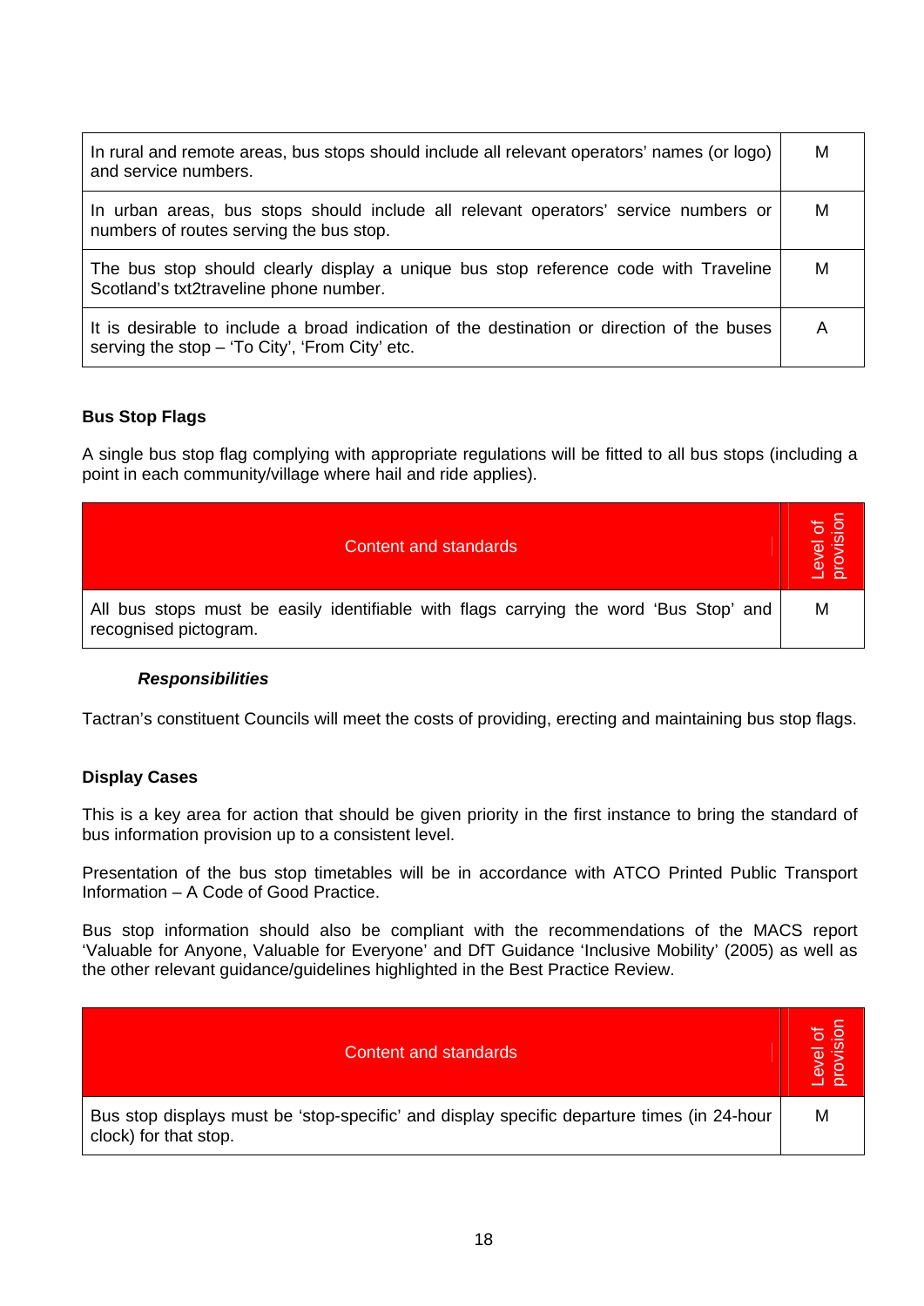| | |
|---|---|
| In rural and remote areas, bus stops should include all relevant operators' names (or logo) and service numbers. | M |
| In urban areas, bus stops should include all relevant operators' service numbers or numbers of routes serving the bus stop. | M |
| The bus stop should clearly display a unique bus stop reference code with Traveline Scotland's txt2traveline phone number. | M |
| It is desirable to include a broad indication of the destination or direction of the buses serving the stop – 'To City', 'From City' etc. | A |

**Bus Stop Flags**

A single bus stop flag complying with appropriate regulations will be fitted to all bus stops (including a point in each community/village where hail and ride applies).

| Content and standards | Level of provision |
|---|---|
| All bus stops must be easily identifiable with flags carrying the word 'Bus Stop' and recognised pictogram. | M |

***Responsibilities***

Tactran's constituent Councils will meet the costs of providing, erecting and maintaining bus stop flags.

**Display Cases**

This is a key area for action that should be given priority in the first instance to bring the standard of bus information provision up to a consistent level.

Presentation of the bus stop timetables will be in accordance with ATCO Printed Public Transport Information – A Code of Good Practice.

Bus stop information should also be compliant with the recommendations of the MACS report 'Valuable for Anyone, Valuable for Everyone' and DfT Guidance 'Inclusive Mobility' (2005) as well as the other relevant guidance/guidelines highlighted in the Best Practice Review.

| Content and standards | Level of provision |
|---|---|
| Bus stop displays must be 'stop-specific' and display specific departure times (in 24-hour clock) for that stop. | M |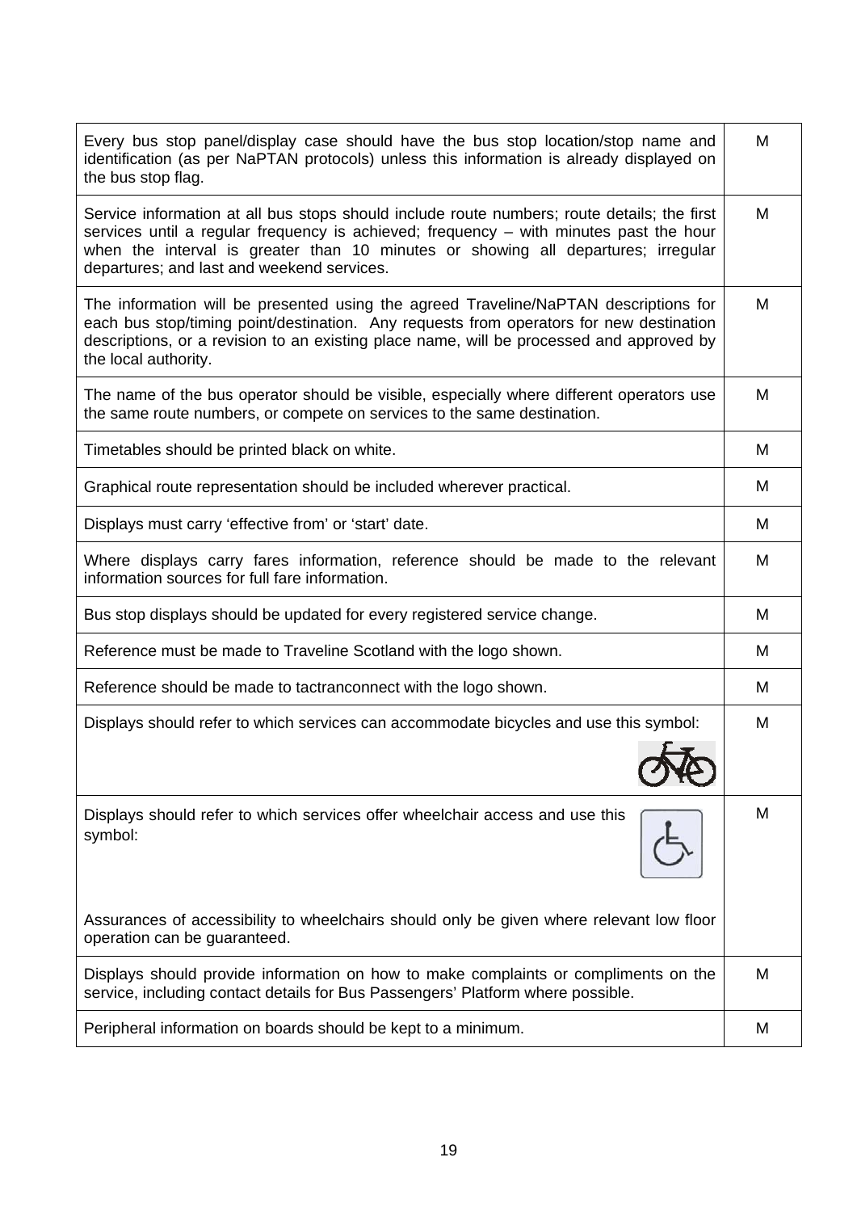| | |
|---|---|
| Every bus stop panel/display case should have the bus stop location/stop name and identification (as per NaPTAN protocols) unless this information is already displayed on the bus stop flag. | M |
| Service information at all bus stops should include route numbers; route details; the first services until a regular frequency is achieved; frequency – with minutes past the hour when the interval is greater than 10 minutes or showing all departures; irregular departures; and last and weekend services. | M |
| The information will be presented using the agreed Traveline/NaPTAN descriptions for each bus stop/timing point/destination. Any requests from operators for new destination descriptions, or a revision to an existing place name, will be processed and approved by the local authority. | M |
| The name of the bus operator should be visible, especially where different operators use the same route numbers, or compete on services to the same destination. | M |
| Timetables should be printed black on white. | M |
| Graphical route representation should be included wherever practical. | M |
| Displays must carry 'effective from' or 'start' date. | M |
| Where displays carry fares information, reference should be made to the relevant information sources for full fare information. | M |
| Bus stop displays should be updated for every registered service change. | M |
| Reference must be made to Traveline Scotland with the logo shown. | M |
| Reference should be made to tactranconnect with the logo shown. | M |
| Displays should refer to which services can accommodate bicycles and use this symbol: | M |
| Displays should refer to which services offer wheelchair access and use this symbol:<br><br>Assurances of accessibility to wheelchairs should only be given where relevant low floor operation can be guaranteed. | M |
| Displays should provide information on how to make complaints or compliments on the service, including contact details for Bus Passengers' Platform where possible. | M |
| Peripheral information on boards should be kept to a minimum. | M |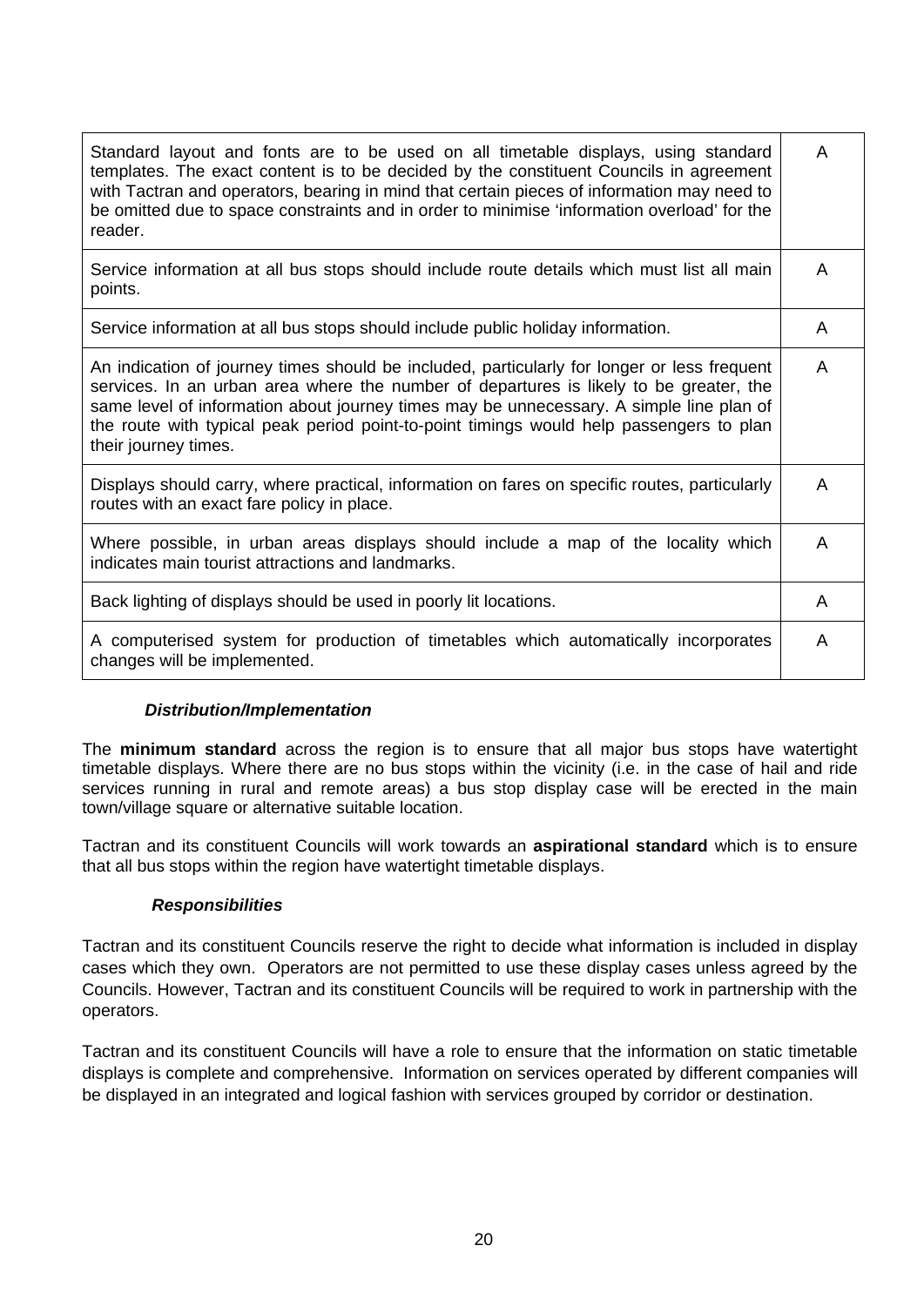| | |
|---|---|
| Standard layout and fonts are to be used on all timetable displays, using standard templates. The exact content is to be decided by the constituent Councils in agreement with Tactran and operators, bearing in mind that certain pieces of information may need to be omitted due to space constraints and in order to minimise 'information overload' for the reader. | A |
| Service information at all bus stops should include route details which must list all main points. | A |
| Service information at all bus stops should include public holiday information. | A |
| An indication of journey times should be included, particularly for longer or less frequent services. In an urban area where the number of departures is likely to be greater, the same level of information about journey times may be unnecessary. A simple line plan of the route with typical peak period point-to-point timings would help passengers to plan their journey times. | A |
| Displays should carry, where practical, information on fares on specific routes, particularly routes with an exact fare policy in place. | A |
| Where possible, in urban areas displays should include a map of the locality which indicates main tourist attractions and landmarks. | A |
| Back lighting of displays should be used in poorly lit locations. | A |
| A computerised system for production of timetables which automatically incorporates changes will be implemented. | A |

***Distribution/Implementation***

The **minimum standard** across the region is to ensure that all major bus stops have watertight timetable displays. Where there are no bus stops within the vicinity (i.e. in the case of hail and ride services running in rural and remote areas) a bus stop display case will be erected in the main town/village square or alternative suitable location.

Tactran and its constituent Councils will work towards an **aspirational standard** which is to ensure that all bus stops within the region have watertight timetable displays.

***Responsibilities***

Tactran and its constituent Councils reserve the right to decide what information is included in display cases which they own. Operators are not permitted to use these display cases unless agreed by the Councils. However, Tactran and its constituent Councils will be required to work in partnership with the operators.

Tactran and its constituent Councils will have a role to ensure that the information on static timetable displays is complete and comprehensive. Information on services operated by different companies will be displayed in an integrated and logical fashion with services grouped by corridor or destination.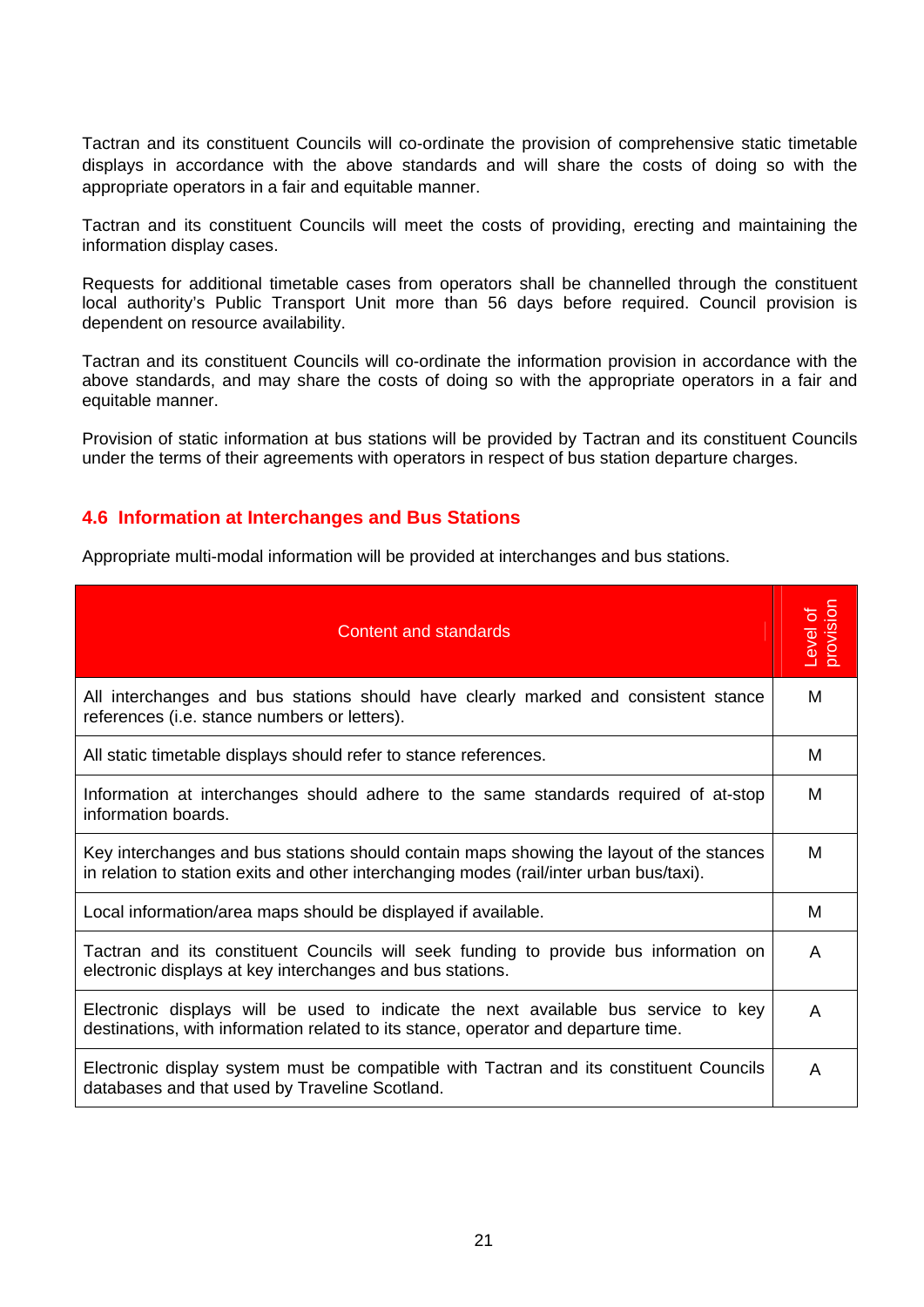Tactran and its constituent Councils will co-ordinate the provision of comprehensive static timetable displays in accordance with the above standards and will share the costs of doing so with the appropriate operators in a fair and equitable manner.

Tactran and its constituent Councils will meet the costs of providing, erecting and maintaining the information display cases.

Requests for additional timetable cases from operators shall be channelled through the constituent local authority's Public Transport Unit more than 56 days before required. Council provision is dependent on resource availability.

Tactran and its constituent Councils will co-ordinate the information provision in accordance with the above standards, and may share the costs of doing so with the appropriate operators in a fair and equitable manner.

Provision of static information at bus stations will be provided by Tactran and its constituent Councils under the terms of their agreements with operators in respect of bus station departure charges.

## 4.6 Information at Interchanges and Bus Stations

Appropriate multi-modal information will be provided at interchanges and bus stations.

| Content and standards | Level of provision |
|---|---|
| All interchanges and bus stations should have clearly marked and consistent stance references (i.e. stance numbers or letters). | M |
| All static timetable displays should refer to stance references. | M |
| Information at interchanges should adhere to the same standards required of at-stop information boards. | M |
| Key interchanges and bus stations should contain maps showing the layout of the stances in relation to station exits and other interchanging modes (rail/inter urban bus/taxi). | M |
| Local information/area maps should be displayed if available. | M |
| Tactran and its constituent Councils will seek funding to provide bus information on electronic displays at key interchanges and bus stations. | A |
| Electronic displays will be used to indicate the next available bus service to key destinations, with information related to its stance, operator and departure time. | A |
| Electronic display system must be compatible with Tactran and its constituent Councils databases and that used by Traveline Scotland. | A |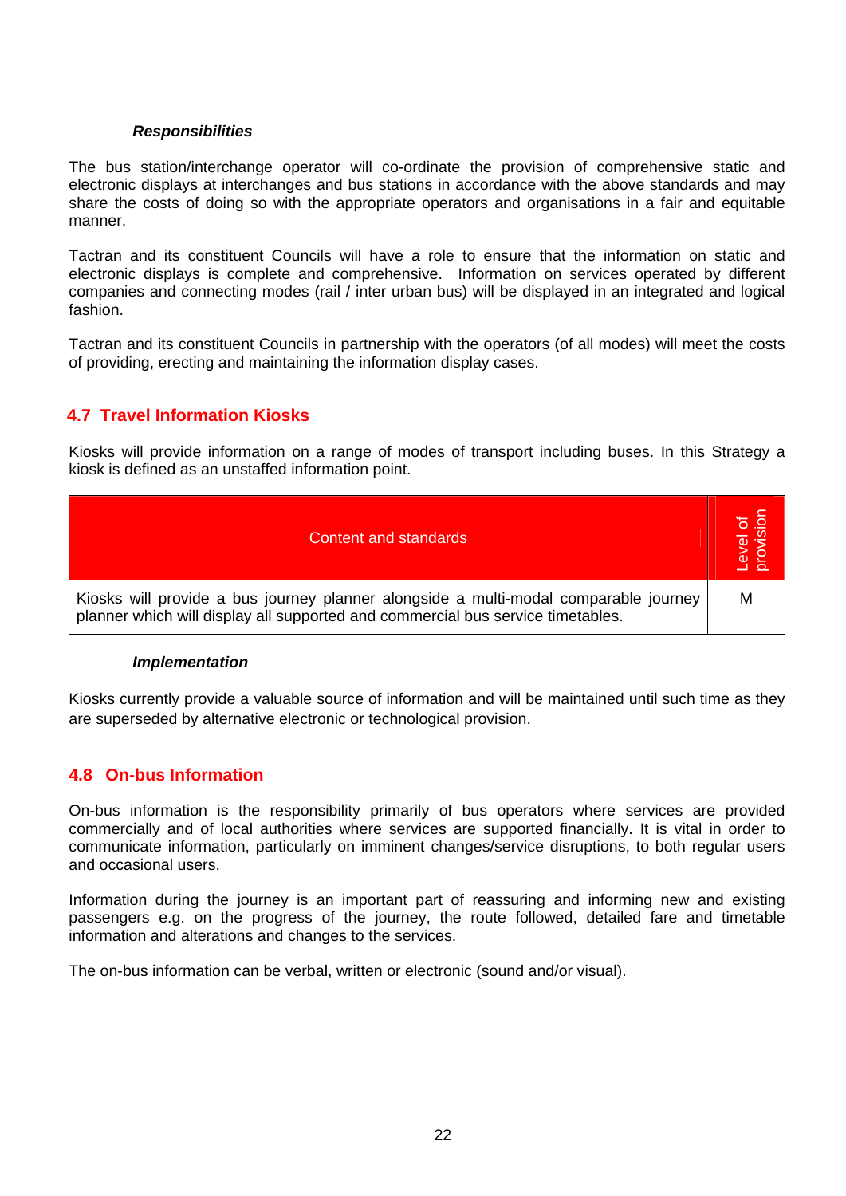*Responsibilities*

The bus station/interchange operator will co-ordinate the provision of comprehensive static and electronic displays at interchanges and bus stations in accordance with the above standards and may share the costs of doing so with the appropriate operators and organisations in a fair and equitable manner.

Tactran and its constituent Councils will have a role to ensure that the information on static and electronic displays is complete and comprehensive. Information on services operated by different companies and connecting modes (rail / inter urban bus) will be displayed in an integrated and logical fashion.

Tactran and its constituent Councils in partnership with the operators (of all modes) will meet the costs of providing, erecting and maintaining the information display cases.

## 4.7 Travel Information Kiosks

Kiosks will provide information on a range of modes of transport including buses. In this Strategy a kiosk is defined as an unstaffed information point.

| Content and standards | Level of provision |
|---|---|
| Kiosks will provide a bus journey planner alongside a multi-modal comparable journey planner which will display all supported and commercial bus service timetables. | M |

*Implementation*

Kiosks currently provide a valuable source of information and will be maintained until such time as they are superseded by alternative electronic or technological provision.

## 4.8 On-bus Information

On-bus information is the responsibility primarily of bus operators where services are provided commercially and of local authorities where services are supported financially. It is vital in order to communicate information, particularly on imminent changes/service disruptions, to both regular users and occasional users.

Information during the journey is an important part of reassuring and informing new and existing passengers e.g. on the progress of the journey, the route followed, detailed fare and timetable information and alterations and changes to the services.

The on-bus information can be verbal, written or electronic (sound and/or visual).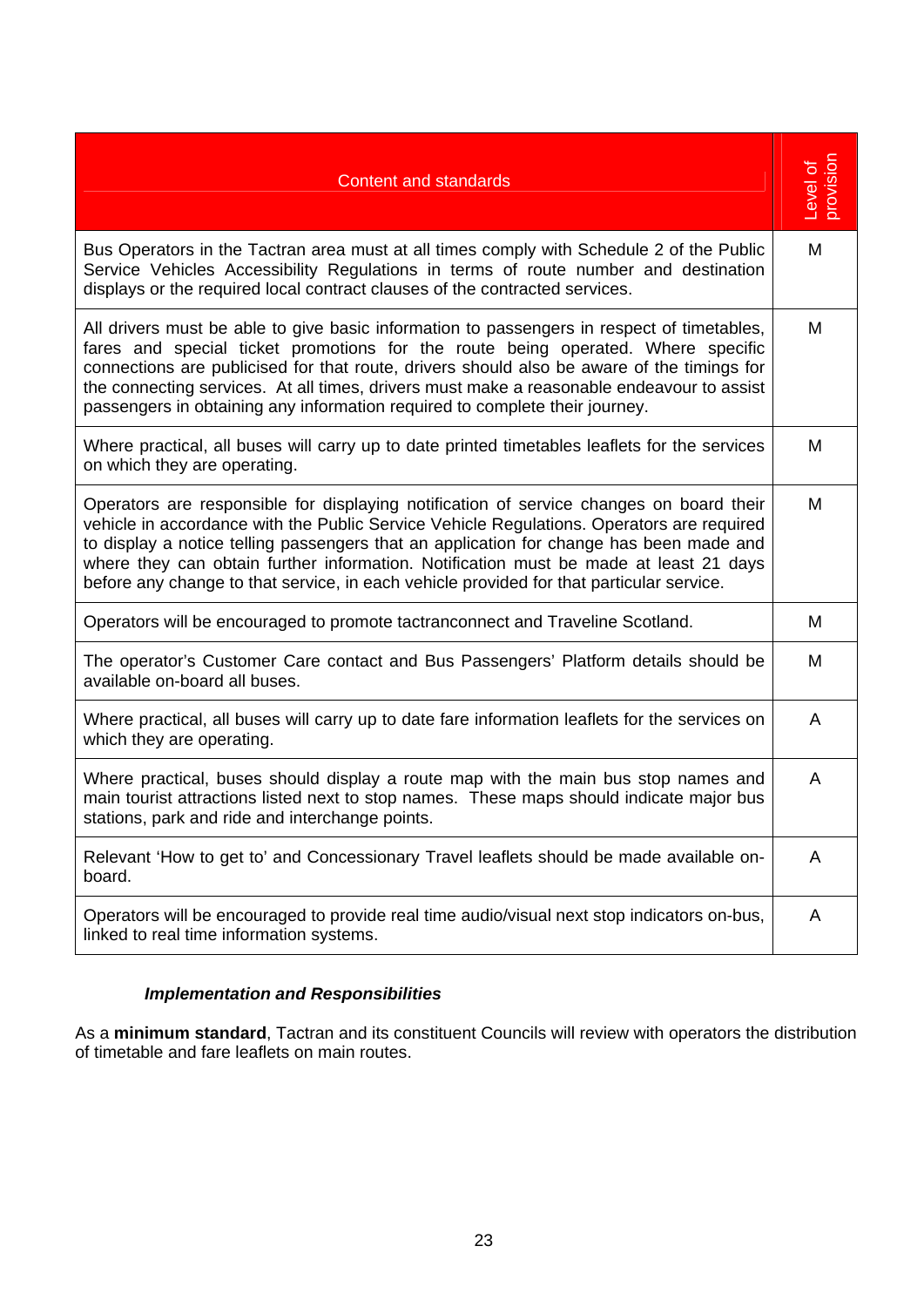| Content and standards | Level of provision |
|---|---|
| Bus Operators in the Tactran area must at all times comply with Schedule 2 of the Public Service Vehicles Accessibility Regulations in terms of route number and destination displays or the required local contract clauses of the contracted services. | M |
| All drivers must be able to give basic information to passengers in respect of timetables, fares and special ticket promotions for the route being operated. Where specific connections are publicised for that route, drivers should also be aware of the timings for the connecting services. At all times, drivers must make a reasonable endeavour to assist passengers in obtaining any information required to complete their journey. | M |
| Where practical, all buses will carry up to date printed timetables leaflets for the services on which they are operating. | M |
| Operators are responsible for displaying notification of service changes on board their vehicle in accordance with the Public Service Vehicle Regulations. Operators are required to display a notice telling passengers that an application for change has been made and where they can obtain further information. Notification must be made at least 21 days before any change to that service, in each vehicle provided for that particular service. | M |
| Operators will be encouraged to promote tactranconnect and Traveline Scotland. | M |
| The operator's Customer Care contact and Bus Passengers' Platform details should be available on-board all buses. | M |
| Where practical, all buses will carry up to date fare information leaflets for the services on which they are operating. | A |
| Where practical, buses should display a route map with the main bus stop names and main tourist attractions listed next to stop names. These maps should indicate major bus stations, park and ride and interchange points. | A |
| Relevant 'How to get to' and Concessionary Travel leaflets should be made available on-board. | A |
| Operators will be encouraged to provide real time audio/visual next stop indicators on-bus, linked to real time information systems. | A |

***Implementation and Responsibilities***

As a **minimum standard**, Tactran and its constituent Councils will review with operators the distribution of timetable and fare leaflets on main routes.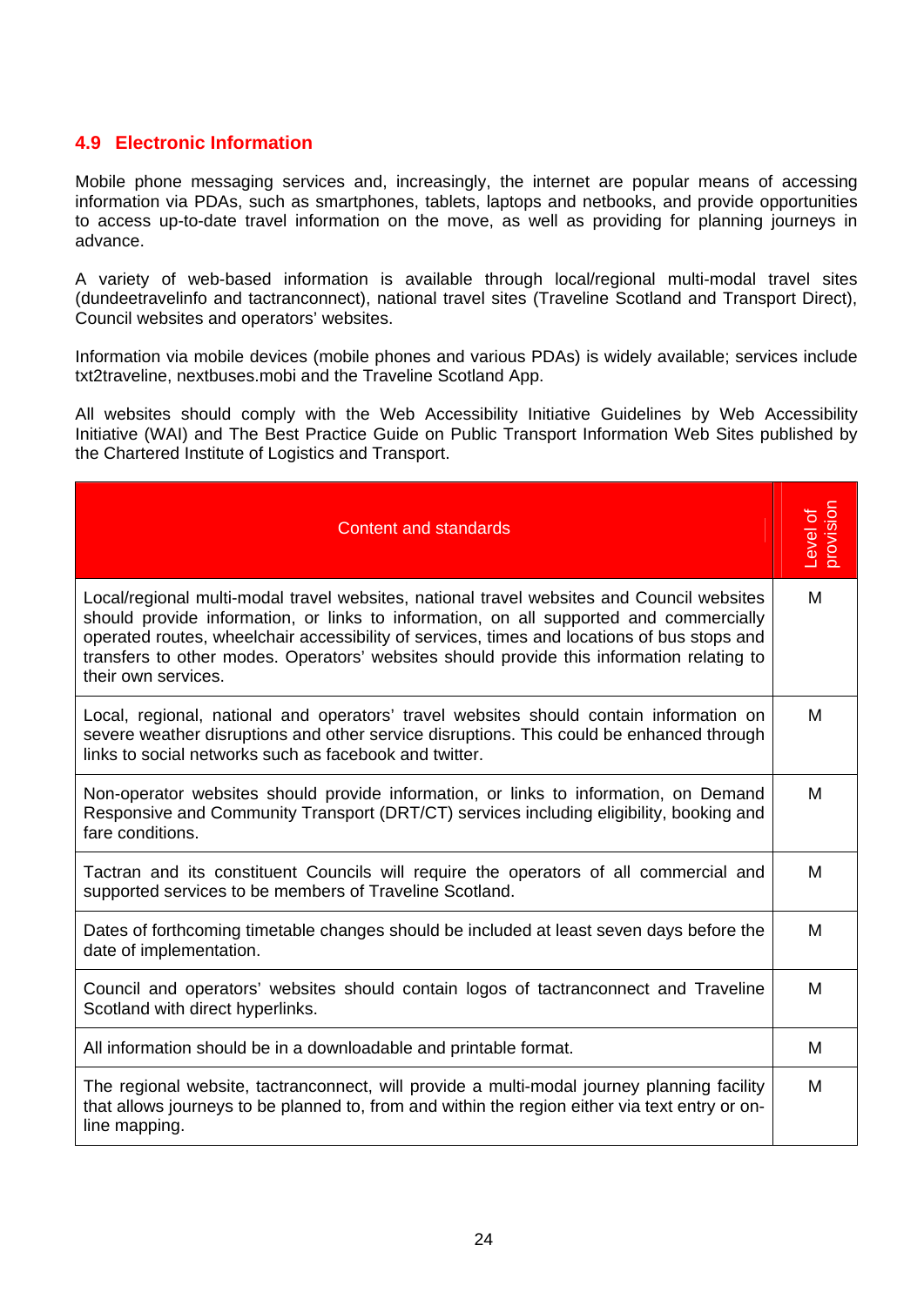## 4.9 Electronic Information

Mobile phone messaging services and, increasingly, the internet are popular means of accessing information via PDAs, such as smartphones, tablets, laptops and netbooks, and provide opportunities to access up-to-date travel information on the move, as well as providing for planning journeys in advance.

A variety of web-based information is available through local/regional multi-modal travel sites (dundeetravelinfo and tactranconnect), national travel sites (Traveline Scotland and Transport Direct), Council websites and operators' websites.

Information via mobile devices (mobile phones and various PDAs) is widely available; services include txt2traveline, nextbuses.mobi and the Traveline Scotland App.

All websites should comply with the Web Accessibility Initiative Guidelines by Web Accessibility Initiative (WAI) and The Best Practice Guide on Public Transport Information Web Sites published by the Chartered Institute of Logistics and Transport.

| Content and standards | Level of provision |
|---|---|
| Local/regional multi-modal travel websites, national travel websites and Council websites should provide information, or links to information, on all supported and commercially operated routes, wheelchair accessibility of services, times and locations of bus stops and transfers to other modes. Operators' websites should provide this information relating to their own services. | M |
| Local, regional, national and operators' travel websites should contain information on severe weather disruptions and other service disruptions. This could be enhanced through links to social networks such as facebook and twitter. | M |
| Non-operator websites should provide information, or links to information, on Demand Responsive and Community Transport (DRT/CT) services including eligibility, booking and fare conditions. | M |
| Tactran and its constituent Councils will require the operators of all commercial and supported services to be members of Traveline Scotland. | M |
| Dates of forthcoming timetable changes should be included at least seven days before the date of implementation. | M |
| Council and operators' websites should contain logos of tactranconnect and Traveline Scotland with direct hyperlinks. | M |
| All information should be in a downloadable and printable format. | M |
| The regional website, tactranconnect, will provide a multi-modal journey planning facility that allows journeys to be planned to, from and within the region either via text entry or on-line mapping. | M |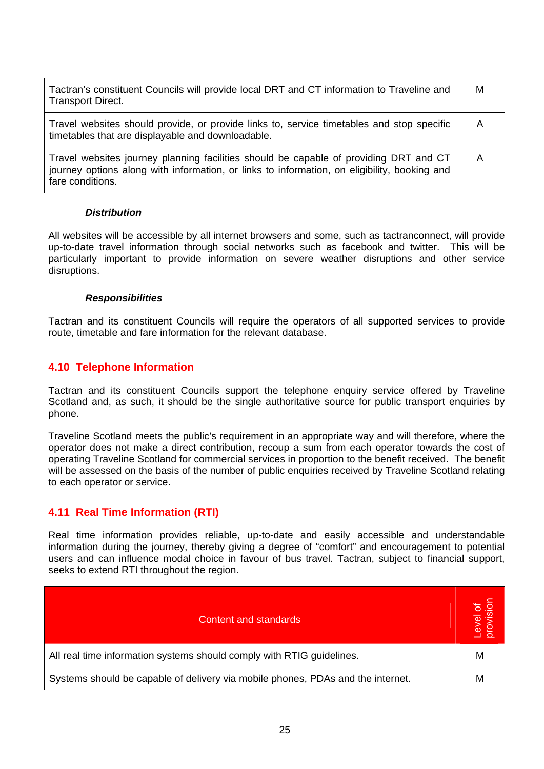| | |
|---|---|
| Tactran's constituent Councils will provide local DRT and CT information to Traveline and Transport Direct. | M |
| Travel websites should provide, or provide links to, service timetables and stop specific timetables that are displayable and downloadable. | A |
| Travel websites journey planning facilities should be capable of providing DRT and CT journey options along with information, or links to information, on eligibility, booking and fare conditions. | A |

***Distribution***

All websites will be accessible by all internet browsers and some, such as tactranconnect, will provide up-to-date travel information through social networks such as facebook and twitter. This will be particularly important to provide information on severe weather disruptions and other service disruptions.

***Responsibilities***

Tactran and its constituent Councils will require the operators of all supported services to provide route, timetable and fare information for the relevant database.

## 4.10 Telephone Information

Tactran and its constituent Councils support the telephone enquiry service offered by Traveline Scotland and, as such, it should be the single authoritative source for public transport enquiries by phone.

Traveline Scotland meets the public's requirement in an appropriate way and will therefore, where the operator does not make a direct contribution, recoup a sum from each operator towards the cost of operating Traveline Scotland for commercial services in proportion to the benefit received. The benefit will be assessed on the basis of the number of public enquiries received by Traveline Scotland relating to each operator or service.

## 4.11 Real Time Information (RTI)

Real time information provides reliable, up-to-date and easily accessible and understandable information during the journey, thereby giving a degree of "comfort" and encouragement to potential users and can influence modal choice in favour of bus travel. Tactran, subject to financial support, seeks to extend RTI throughout the region.

| Content and standards | Level of provision |
|---|---|
| All real time information systems should comply with RTIG guidelines. | M |
| Systems should be capable of delivery via mobile phones, PDAs and the internet. | M |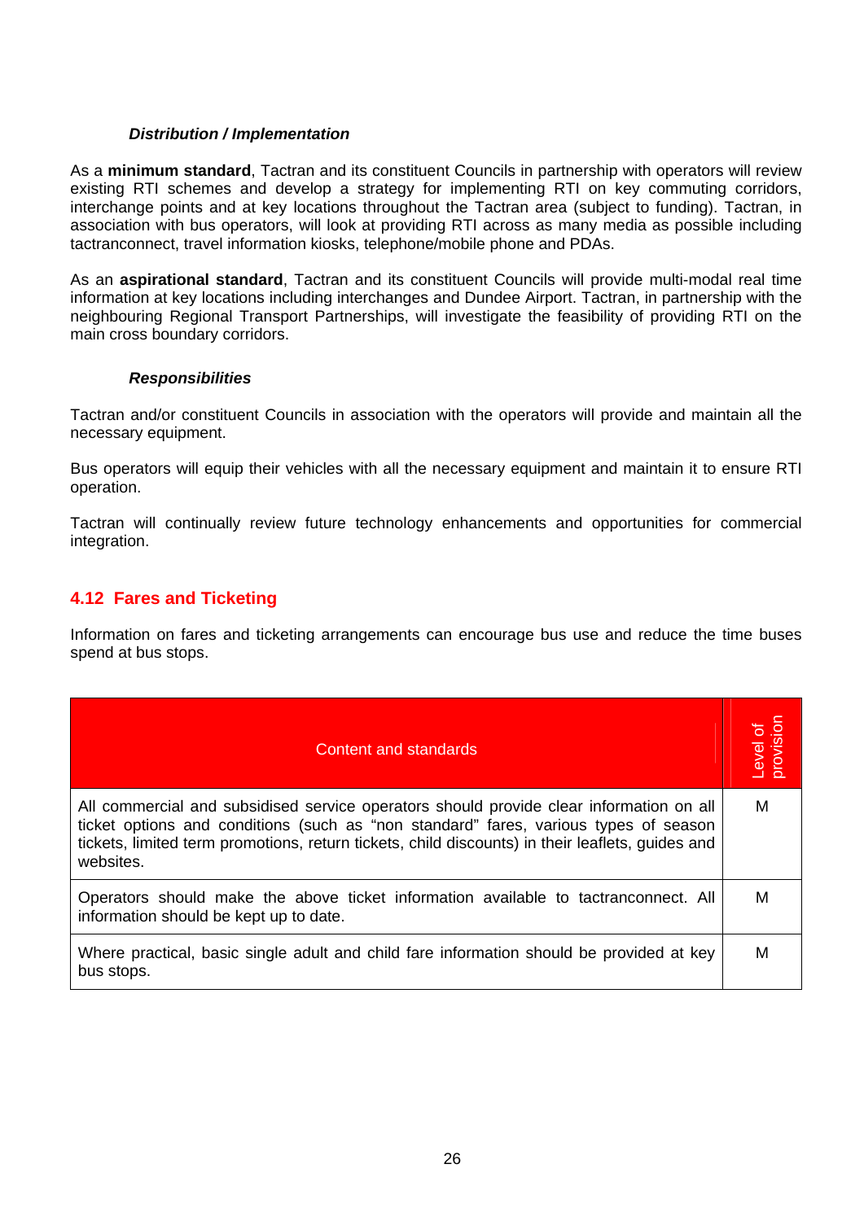***Distribution / Implementation***

As a **minimum standard**, Tactran and its constituent Councils in partnership with operators will review existing RTI schemes and develop a strategy for implementing RTI on key commuting corridors, interchange points and at key locations throughout the Tactran area (subject to funding). Tactran, in association with bus operators, will look at providing RTI across as many media as possible including tactranconnect, travel information kiosks, telephone/mobile phone and PDAs.

As an **aspirational standard**, Tactran and its constituent Councils will provide multi-modal real time information at key locations including interchanges and Dundee Airport. Tactran, in partnership with the neighbouring Regional Transport Partnerships, will investigate the feasibility of providing RTI on the main cross boundary corridors.

***Responsibilities***

Tactran and/or constituent Councils in association with the operators will provide and maintain all the necessary equipment.

Bus operators will equip their vehicles with all the necessary equipment and maintain it to ensure RTI operation.

Tactran will continually review future technology enhancements and opportunities for commercial integration.

## 4.12 Fares and Ticketing

Information on fares and ticketing arrangements can encourage bus use and reduce the time buses spend at bus stops.

| Content and standards | Level of provision |
| --- | --- |
| All commercial and subsidised service operators should provide clear information on all ticket options and conditions (such as "non standard" fares, various types of season tickets, limited term promotions, return tickets, child discounts) in their leaflets, guides and websites. | M |
| Operators should make the above ticket information available to tactranconnect. All information should be kept up to date. | M |
| Where practical, basic single adult and child fare information should be provided at key bus stops. | M |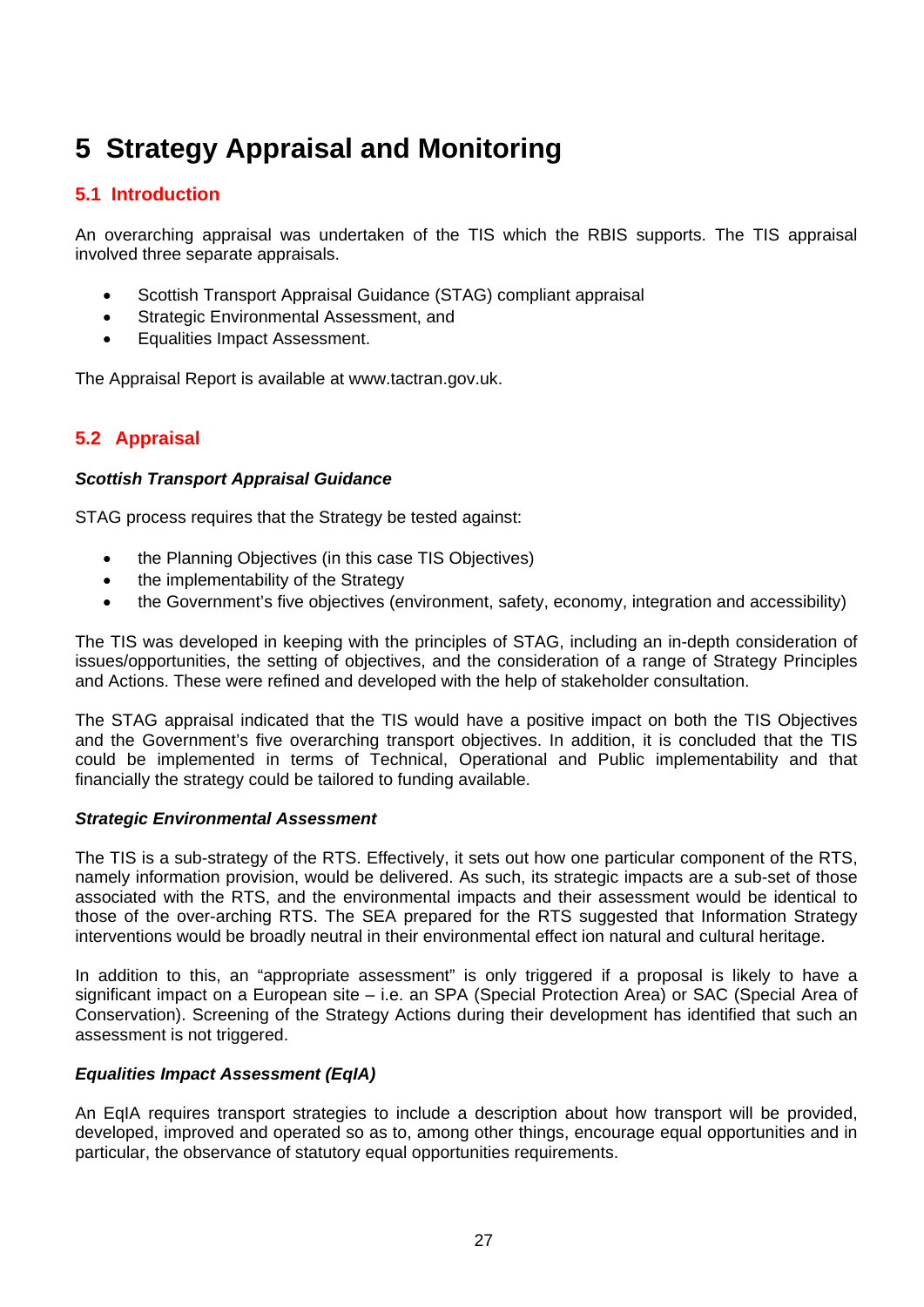# 5 Strategy Appraisal and Monitoring

## 5.1 Introduction

An overarching appraisal was undertaken of the TIS which the RBIS supports. The TIS appraisal involved three separate appraisals.

- Scottish Transport Appraisal Guidance (STAG) compliant appraisal
- Strategic Environmental Assessment, and
- Equalities Impact Assessment.

The Appraisal Report is available at www.tactran.gov.uk.

## 5.2 Appraisal

***Scottish Transport Appraisal Guidance***

STAG process requires that the Strategy be tested against:

- the Planning Objectives (in this case TIS Objectives)
- the implementability of the Strategy
- the Government's five objectives (environment, safety, economy, integration and accessibility)

The TIS was developed in keeping with the principles of STAG, including an in-depth consideration of issues/opportunities, the setting of objectives, and the consideration of a range of Strategy Principles and Actions. These were refined and developed with the help of stakeholder consultation.

The STAG appraisal indicated that the TIS would have a positive impact on both the TIS Objectives and the Government's five overarching transport objectives. In addition, it is concluded that the TIS could be implemented in terms of Technical, Operational and Public implementability and that financially the strategy could be tailored to funding available.

***Strategic Environmental Assessment***

The TIS is a sub-strategy of the RTS. Effectively, it sets out how one particular component of the RTS, namely information provision, would be delivered. As such, its strategic impacts are a sub-set of those associated with the RTS, and the environmental impacts and their assessment would be identical to those of the over-arching RTS. The SEA prepared for the RTS suggested that Information Strategy interventions would be broadly neutral in their environmental effect ion natural and cultural heritage.

In addition to this, an "appropriate assessment" is only triggered if a proposal is likely to have a significant impact on a European site – i.e. an SPA (Special Protection Area) or SAC (Special Area of Conservation). Screening of the Strategy Actions during their development has identified that such an assessment is not triggered.

***Equalities Impact Assessment (EqIA)***

An EqIA requires transport strategies to include a description about how transport will be provided, developed, improved and operated so as to, among other things, encourage equal opportunities and in particular, the observance of statutory equal opportunities requirements.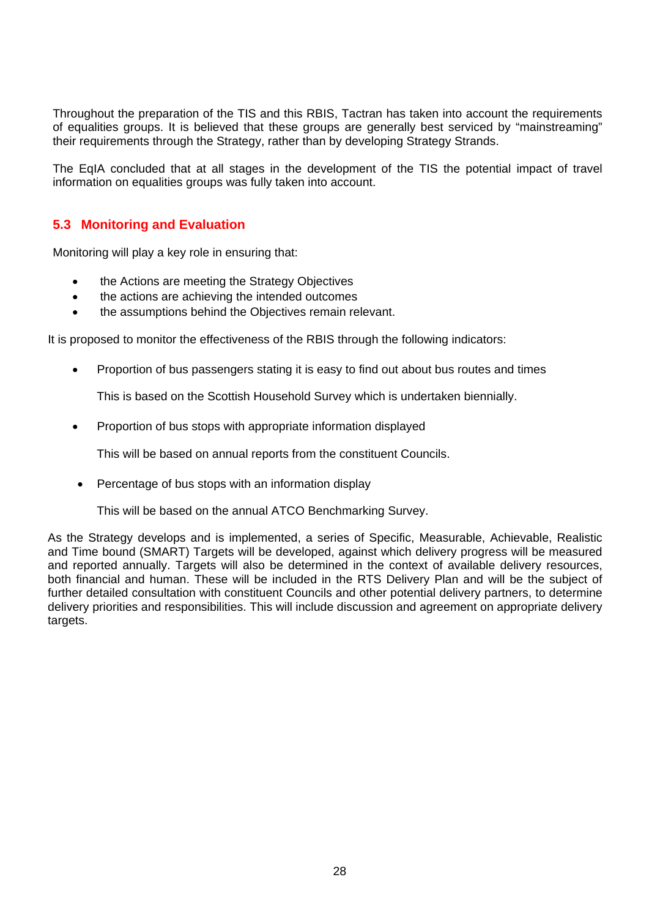Throughout the preparation of the TIS and this RBIS, Tactran has taken into account the requirements of equalities groups. It is believed that these groups are generally best serviced by "mainstreaming" their requirements through the Strategy, rather than by developing Strategy Strands.

The EqIA concluded that at all stages in the development of the TIS the potential impact of travel information on equalities groups was fully taken into account.

## 5.3 Monitoring and Evaluation

Monitoring will play a key role in ensuring that:

- the Actions are meeting the Strategy Objectives
- the actions are achieving the intended outcomes
- the assumptions behind the Objectives remain relevant.

It is proposed to monitor the effectiveness of the RBIS through the following indicators:

- Proportion of bus passengers stating it is easy to find out about bus routes and times

  This is based on the Scottish Household Survey which is undertaken biennially.

- Proportion of bus stops with appropriate information displayed

  This will be based on annual reports from the constituent Councils.

- Percentage of bus stops with an information display

  This will be based on the annual ATCO Benchmarking Survey.

As the Strategy develops and is implemented, a series of Specific, Measurable, Achievable, Realistic and Time bound (SMART) Targets will be developed, against which delivery progress will be measured and reported annually. Targets will also be determined in the context of available delivery resources, both financial and human. These will be included in the RTS Delivery Plan and will be the subject of further detailed consultation with constituent Councils and other potential delivery partners, to determine delivery priorities and responsibilities. This will include discussion and agreement on appropriate delivery targets.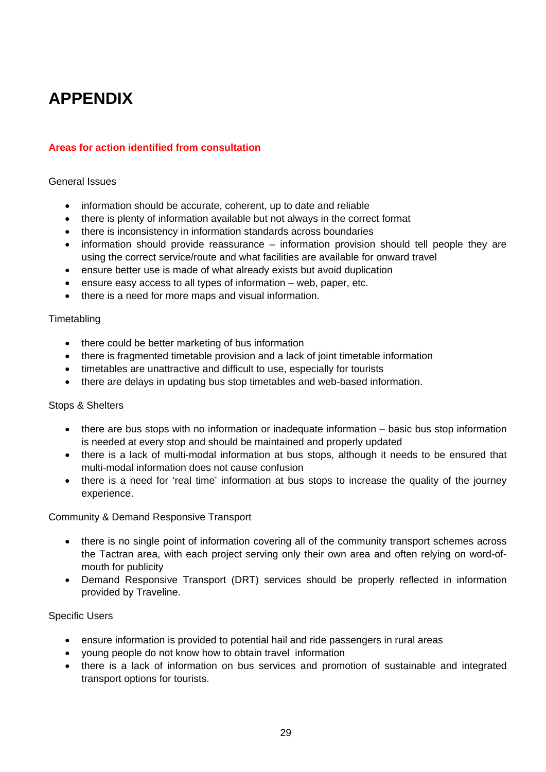# APPENDIX

## Areas for action identified from consultation

General Issues

- information should be accurate, coherent, up to date and reliable
- there is plenty of information available but not always in the correct format
- there is inconsistency in information standards across boundaries
- information should provide reassurance – information provision should tell people they are using the correct service/route and what facilities are available for onward travel
- ensure better use is made of what already exists but avoid duplication
- ensure easy access to all types of information – web, paper, etc.
- there is a need for more maps and visual information.

Timetabling

- there could be better marketing of bus information
- there is fragmented timetable provision and a lack of joint timetable information
- timetables are unattractive and difficult to use, especially for tourists
- there are delays in updating bus stop timetables and web-based information.

Stops & Shelters

- there are bus stops with no information or inadequate information – basic bus stop information is needed at every stop and should be maintained and properly updated
- there is a lack of multi-modal information at bus stops, although it needs to be ensured that multi-modal information does not cause confusion
- there is a need for 'real time' information at bus stops to increase the quality of the journey experience.

Community & Demand Responsive Transport

- there is no single point of information covering all of the community transport schemes across the Tactran area, with each project serving only their own area and often relying on word-of-mouth for publicity
- Demand Responsive Transport (DRT) services should be properly reflected in information provided by Traveline.

Specific Users

- ensure information is provided to potential hail and ride passengers in rural areas
- young people do not know how to obtain travel information
- there is a lack of information on bus services and promotion of sustainable and integrated transport options for tourists.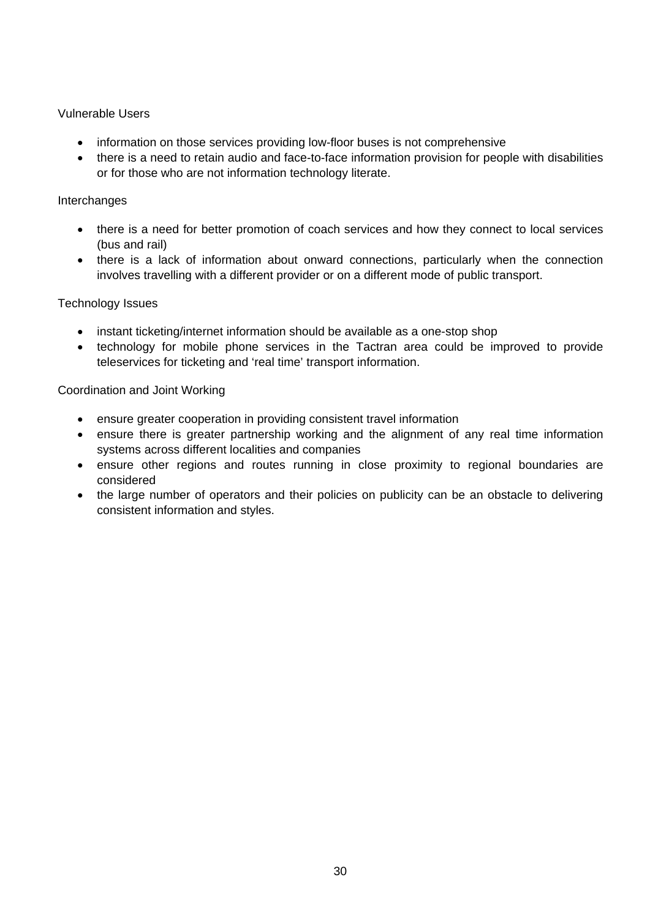Vulnerable Users

- information on those services providing low-floor buses is not comprehensive
- there is a need to retain audio and face-to-face information provision for people with disabilities or for those who are not information technology literate.

Interchanges

- there is a need for better promotion of coach services and how they connect to local services (bus and rail)
- there is a lack of information about onward connections, particularly when the connection involves travelling with a different provider or on a different mode of public transport.

Technology Issues

- instant ticketing/internet information should be available as a one-stop shop
- technology for mobile phone services in the Tactran area could be improved to provide teleservices for ticketing and 'real time' transport information.

Coordination and Joint Working

- ensure greater cooperation in providing consistent travel information
- ensure there is greater partnership working and the alignment of any real time information systems across different localities and companies
- ensure other regions and routes running in close proximity to regional boundaries are considered
- the large number of operators and their policies on publicity can be an obstacle to delivering consistent information and styles.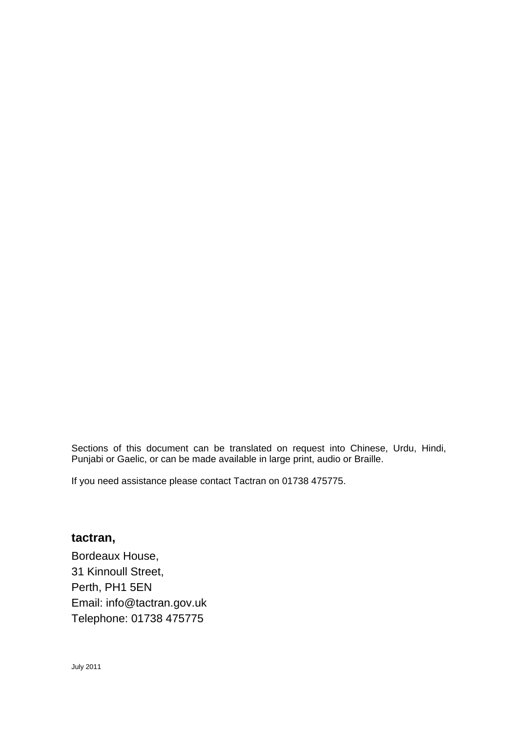Sections of this document can be translated on request into Chinese, Urdu, Hindi, Punjabi or Gaelic, or can be made available in large print, audio or Braille.

If you need assistance please contact Tactran on 01738 475775.

**tactran,**

Bordeaux House,
31 Kinnoull Street,
Perth, PH1 5EN
Email: info@tactran.gov.uk
Telephone: 01738 475775

July 2011